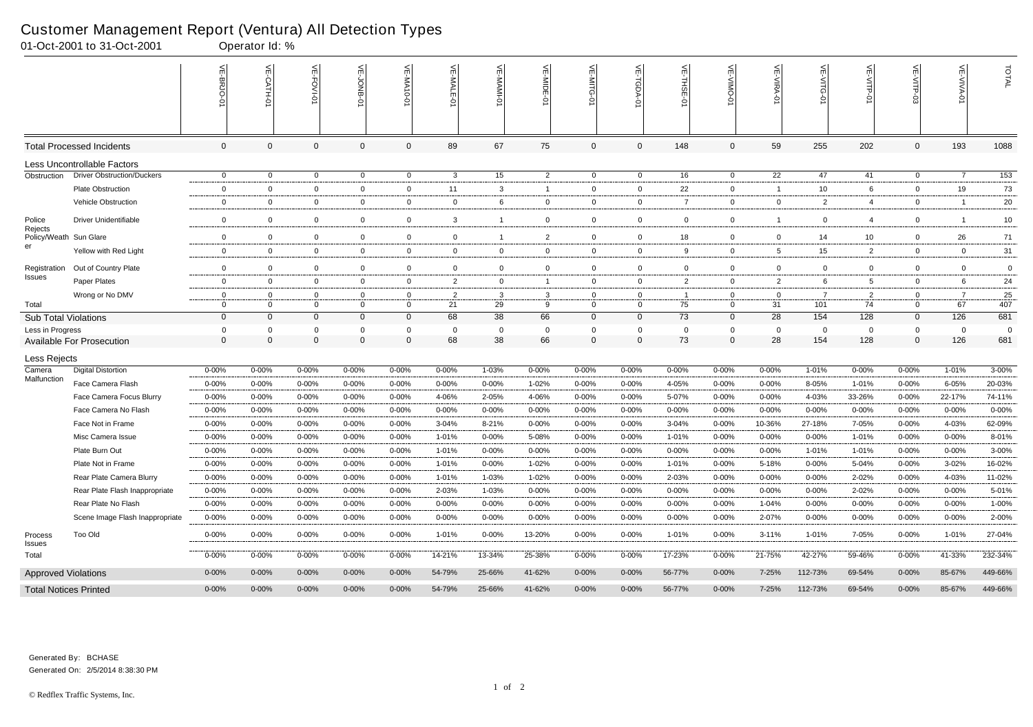# Customer Management Report (Ventura) All Detection Types

01-Oct-2001 to 31-Oct-2001 Operator Id: %

| | | VE-BRJO-01 | VE-CATH-01 | VE-FOVI-01 | VE-JONB-01 | VE-MA10-01 | VE-MALE-01 | VE-MAMI-01 | VE-MIDE-01 | VE-MITG-01 | VE-TGDA-01 | VE-THSE-01 | VE-VIMO-01 | VE-VIRA-01 | VE-VITG-01 | VE-VITP-01 | VE-VITP-03 | VE-VIVA-01 | TOTAL |
|---|---|---|---|---|---|---|---|---|---|---|---|---|---|---|---|---|---|---|---|
| **Total Processed Incidents** | | 0 | 0 | 0 | 0 | 0 | 89 | 67 | 75 | 0 | 0 | 148 | 0 | 59 | 255 | 202 | 0 | 193 | 1088 |
| **Less Uncontrollable Factors** | | | | | | | | | | | | | | | | | | | |
| Obstruction | Driver Obstruction/Duckers | 0 | 0 | 0 | 0 | 0 | 3 | 15 | 2 | 0 | 0 | 16 | 0 | 22 | 47 | 41 | 0 | 7 | 153 |
| | Plate Obstruction | 0 | 0 | 0 | 0 | 0 | 11 | 3 | 1 | 0 | 0 | 22 | 0 | 1 | 10 | 6 | 0 | 19 | 73 |
| | Vehicle Obstruction | 0 | 0 | 0 | 0 | 0 | 0 | 6 | 0 | 0 | 0 | 7 | 0 | 0 | 2 | 4 | 0 | 1 | 20 |
| Police Rejects | Driver Unidentifiable | 0 | 0 | 0 | 0 | 0 | 3 | 1 | 0 | 0 | 0 | 0 | 0 | 1 | 0 | 4 | 0 | 1 | 10 |
| Policy/Weather | Sun Glare | 0 | 0 | 0 | 0 | 0 | 0 | 1 | 2 | 0 | 0 | 18 | 0 | 0 | 14 | 10 | 0 | 26 | 71 |
| | Yellow with Red Light | 0 | 0 | 0 | 0 | 0 | 0 | 0 | 0 | 0 | 0 | 9 | 0 | 5 | 15 | 2 | 0 | 0 | 31 |
| Registration Issues | Out of Country Plate | 0 | 0 | 0 | 0 | 0 | 0 | 0 | 0 | 0 | 0 | 0 | 0 | 0 | 0 | 0 | 0 | 0 | 0 |
| | Paper Plates | 0 | 0 | 0 | 0 | 0 | 2 | 0 | 1 | 0 | 0 | 2 | 0 | 2 | 6 | 5 | 0 | 6 | 24 |
| | Wrong or No DMV | 0 | 0 | 0 | 0 | 0 | 2 | 3 | 3 | 0 | 0 | 1 | 0 | 0 | 7 | 2 | 0 | 7 | 25 |
| Total | | 0 | 0 | 0 | 0 | 0 | 21 | 29 | 9 | 0 | 0 | 75 | 0 | 31 | 101 | 74 | 0 | 67 | 407 |
| **Sub Total Violations** | | 0 | 0 | 0 | 0 | 0 | 68 | 38 | 66 | 0 | 0 | 73 | 0 | 28 | 154 | 128 | 0 | 126 | 681 |
| Less in Progress | | 0 | 0 | 0 | 0 | 0 | 0 | 0 | 0 | 0 | 0 | 0 | 0 | 0 | 0 | 0 | 0 | 0 | 0 |
| **Available For Prosecution** | | 0 | 0 | 0 | 0 | 0 | 68 | 38 | 66 | 0 | 0 | 73 | 0 | 28 | 154 | 128 | 0 | 126 | 681 |
| **Less Rejects** | | | | | | | | | | | | | | | | | | | |
| Camera Malfunction | Digital Distortion | 0-00% | 0-00% | 0-00% | 0-00% | 0-00% | 0-00% | 1-03% | 0-00% | 0-00% | 0-00% | 0-00% | 0-00% | 0-00% | 1-01% | 0-00% | 0-00% | 1-01% | 3-00% |
| | Face Camera Flash | 0-00% | 0-00% | 0-00% | 0-00% | 0-00% | 0-00% | 0-00% | 1-02% | 0-00% | 0-00% | 4-05% | 0-00% | 0-00% | 8-05% | 1-01% | 0-00% | 6-05% | 20-03% |
| | Face Camera Focus Blurry | 0-00% | 0-00% | 0-00% | 0-00% | 0-00% | 4-06% | 2-05% | 4-06% | 0-00% | 0-00% | 5-07% | 0-00% | 0-00% | 4-03% | 33-26% | 0-00% | 22-17% | 74-11% |
| | Face Camera No Flash | 0-00% | 0-00% | 0-00% | 0-00% | 0-00% | 0-00% | 0-00% | 0-00% | 0-00% | 0-00% | 0-00% | 0-00% | 0-00% | 0-00% | 0-00% | 0-00% | 0-00% | 0-00% |
| | Face Not in Frame | 0-00% | 0-00% | 0-00% | 0-00% | 0-00% | 3-04% | 8-21% | 0-00% | 0-00% | 0-00% | 3-04% | 0-00% | 10-36% | 27-18% | 7-05% | 0-00% | 4-03% | 62-09% |
| | Misc Camera Issue | 0-00% | 0-00% | 0-00% | 0-00% | 0-00% | 1-01% | 0-00% | 5-08% | 0-00% | 0-00% | 1-01% | 0-00% | 0-00% | 0-00% | 1-01% | 0-00% | 0-00% | 8-01% |
| | Plate Burn Out | 0-00% | 0-00% | 0-00% | 0-00% | 0-00% | 1-01% | 0-00% | 0-00% | 0-00% | 0-00% | 0-00% | 0-00% | 0-00% | 1-01% | 1-01% | 0-00% | 0-00% | 3-00% |
| | Plate Not in Frame | 0-00% | 0-00% | 0-00% | 0-00% | 0-00% | 1-01% | 0-00% | 1-02% | 0-00% | 0-00% | 1-01% | 0-00% | 5-18% | 0-00% | 5-04% | 0-00% | 3-02% | 16-02% |
| | Rear Plate Camera Blurry | 0-00% | 0-00% | 0-00% | 0-00% | 0-00% | 1-01% | 1-03% | 1-02% | 0-00% | 0-00% | 2-03% | 0-00% | 0-00% | 0-00% | 2-02% | 0-00% | 4-03% | 11-02% |
| | Rear Plate Flash Inappropriate | 0-00% | 0-00% | 0-00% | 0-00% | 0-00% | 2-03% | 1-03% | 0-00% | 0-00% | 0-00% | 0-00% | 0-00% | 0-00% | 0-00% | 2-02% | 0-00% | 0-00% | 5-01% |
| | Rear Plate No Flash | 0-00% | 0-00% | 0-00% | 0-00% | 0-00% | 0-00% | 0-00% | 0-00% | 0-00% | 0-00% | 0-00% | 0-00% | 1-04% | 0-00% | 0-00% | 0-00% | 0-00% | 1-00% |
| | Scene Image Flash Inappropriate | 0-00% | 0-00% | 0-00% | 0-00% | 0-00% | 0-00% | 0-00% | 0-00% | 0-00% | 0-00% | 0-00% | 0-00% | 2-07% | 0-00% | 0-00% | 0-00% | 0-00% | 2-00% |
| Process Issues | Too Old | 0-00% | 0-00% | 0-00% | 0-00% | 0-00% | 1-01% | 0-00% | 13-20% | 0-00% | 0-00% | 1-01% | 0-00% | 3-11% | 1-01% | 7-05% | 0-00% | 1-01% | 27-04% |
| Total | | 0-00% | 0-00% | 0-00% | 0-00% | 0-00% | 14-21% | 13-34% | 25-38% | 0-00% | 0-00% | 17-23% | 0-00% | 21-75% | 42-27% | 59-46% | 0-00% | 41-33% | 232-34% |
| **Approved Violations** | | 0-00% | 0-00% | 0-00% | 0-00% | 0-00% | 54-79% | 25-66% | 41-62% | 0-00% | 0-00% | 56-77% | 0-00% | 7-25% | 112-73% | 69-54% | 0-00% | 85-67% | 449-66% |
| **Total Notices Printed** | | 0-00% | 0-00% | 0-00% | 0-00% | 0-00% | 54-79% | 25-66% | 41-62% | 0-00% | 0-00% | 56-77% | 0-00% | 7-25% | 112-73% | 69-54% | 0-00% | 85-67% | 449-66% |

Generated By: BCHASE

Generated On: 2/5/2014 8:38:30 PM

© Redflex Traffic Systems, Inc.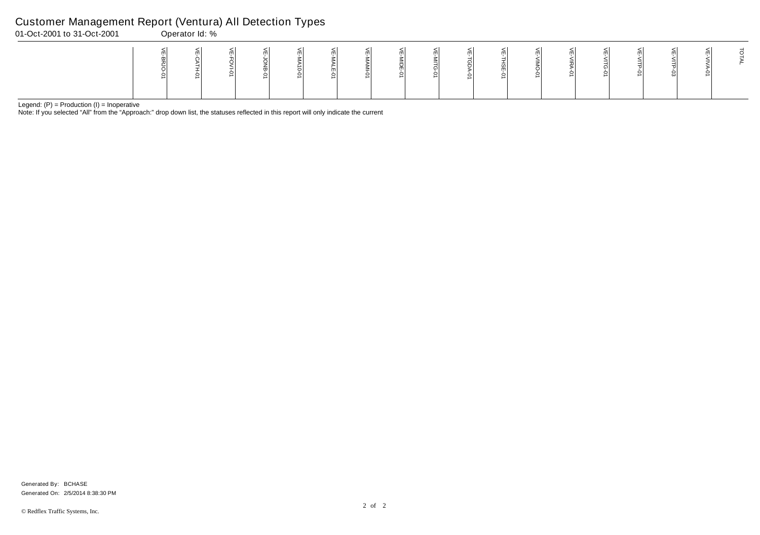# Customer Management Report (Ventura) All Detection Types

01-Oct-2001 to 31-Oct-2001 Operator Id: %

| | VE-BRJO-01 | VE-CATH-01 | VE-FOVI-01 | VE-JONB-01 | VE-MA10-01 | VE-MALE-01 | VE-MAMI-01 | VE-MIDE-01 | VE-MITG-01 | VE-TGDA-01 | VE-THSE-01 | VE-VIMO-01 | VE-VIRA-01 | VE-VITG-01 | VE-VITP-01 | VE-VITP-03 | VE-VIVA-01 | TOTAL |
|---|---|---|---|---|---|---|---|---|---|---|---|---|---|---|---|---|---|---|

Legend: (P) = Production (I) = Inoperative

Note: If you selected “All” from the “Approach:” drop down list, the statuses reflected in this report will only indicate the current

Generated By: BCHASE

Generated On: 2/5/2014 8:38:30 PM

© Redflex Traffic Systems, Inc.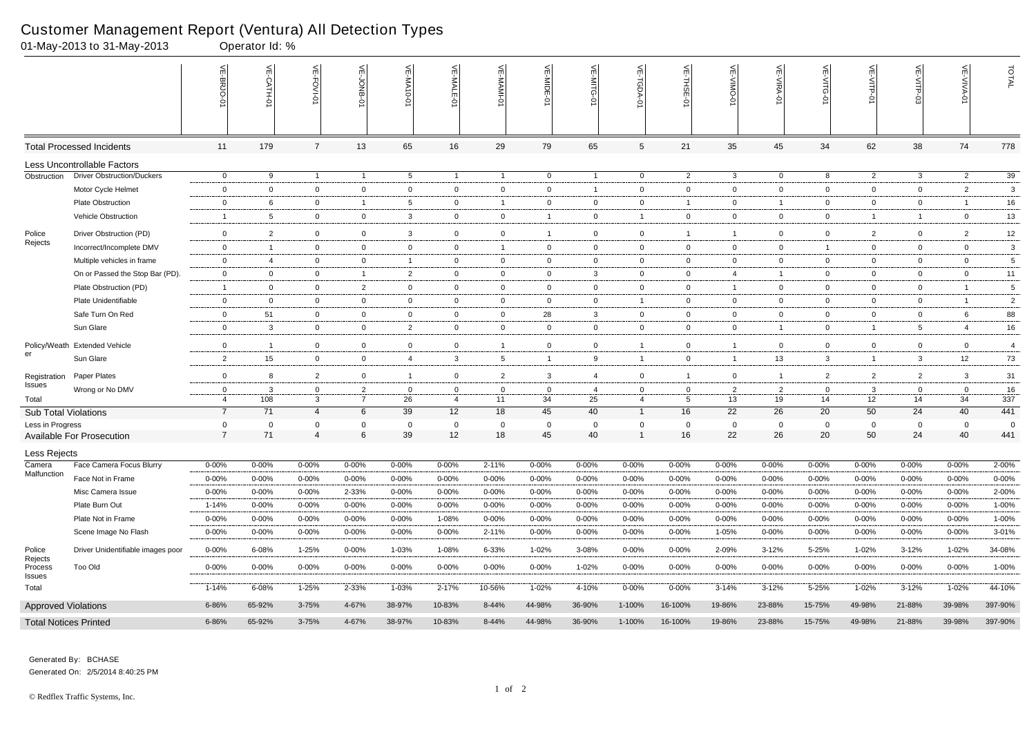# Customer Management Report (Ventura) All Detection Types

01-May-2013 to 31-May-2013 Operator Id: %

| | | VE-BRJO-01 | VE-CATH-01 | VE-FOVI-01 | VE-JONB-01 | VE-MA10-01 | VE-MALE-01 | VE-MAMI-01 | VE-MIDE-01 | VE-MITG-01 | VE-TGDA-01 | VE-THSE-01 | VE-VIMO-01 | VE-VIRA-01 | VE-VITG-01 | VE-VITP-01 | VE-VITP-03 | VE-VIVA-01 | TOTAL |
|---|---|---|---|---|---|---|---|---|---|---|---|---|---|---|---|---|---|---|---|
| **Total Processed Incidents** | | 11 | 179 | 7 | 13 | 65 | 16 | 29 | 79 | 65 | 5 | 21 | 35 | 45 | 34 | 62 | 38 | 74 | 778 |
| **Less Uncontrollable Factors** | | | | | | | | | | | | | | | | | | | |
| Obstruction | Driver Obstruction/Duckers | 0 | 9 | 1 | 1 | 5 | 1 | 1 | 0 | 1 | 0 | 2 | 3 | 0 | 8 | 2 | 3 | 2 | 39 |
| | Motor Cycle Helmet | 0 | 0 | 0 | 0 | 0 | 0 | 0 | 0 | 1 | 0 | 0 | 0 | 0 | 0 | 0 | 0 | 2 | 3 |
| | Plate Obstruction | 0 | 6 | 0 | 1 | 5 | 0 | 1 | 0 | 0 | 0 | 1 | 0 | 1 | 0 | 0 | 0 | 1 | 16 |
| | Vehicle Obstruction | 1 | 5 | 0 | 0 | 3 | 0 | 0 | 1 | 0 | 1 | 0 | 0 | 0 | 0 | 1 | 1 | 0 | 13 |
| Police Rejects | Driver Obstruction (PD) | 0 | 2 | 0 | 0 | 3 | 0 | 0 | 1 | 0 | 0 | 1 | 1 | 0 | 0 | 2 | 0 | 2 | 12 |
| | Incorrect/Incomplete DMV | 0 | 1 | 0 | 0 | 0 | 0 | 1 | 0 | 0 | 0 | 0 | 0 | 0 | 1 | 0 | 0 | 0 | 3 |
| | Multiple vehicles in frame | 0 | 4 | 0 | 0 | 1 | 0 | 0 | 0 | 0 | 0 | 0 | 0 | 0 | 0 | 0 | 0 | 0 | 5 |
| | On or Passed the Stop Bar (PD). | 0 | 0 | 0 | 1 | 2 | 0 | 0 | 0 | 3 | 0 | 0 | 4 | 1 | 0 | 0 | 0 | 0 | 11 |
| | Plate Obstruction (PD) | 1 | 0 | 0 | 2 | 0 | 0 | 0 | 0 | 0 | 0 | 0 | 1 | 0 | 0 | 0 | 0 | 1 | 5 |
| | Plate Unidentifiable | 0 | 0 | 0 | 0 | 0 | 0 | 0 | 0 | 0 | 1 | 0 | 0 | 0 | 0 | 0 | 0 | 1 | 2 |
| | Safe Turn On Red | 0 | 51 | 0 | 0 | 0 | 0 | 0 | 28 | 3 | 0 | 0 | 0 | 0 | 0 | 0 | 0 | 6 | 88 |
| | Sun Glare | 0 | 3 | 0 | 0 | 2 | 0 | 0 | 0 | 0 | 0 | 0 | 0 | 1 | 0 | 1 | 5 | 4 | 16 |
| Policy/Weather | Extended Vehicle | 0 | 1 | 0 | 0 | 0 | 0 | 1 | 0 | 0 | 1 | 0 | 1 | 0 | 0 | 0 | 0 | 0 | 4 |
| | Sun Glare | 2 | 15 | 0 | 0 | 4 | 3 | 5 | 1 | 9 | 1 | 0 | 1 | 13 | 3 | 1 | 3 | 12 | 73 |
| Registration Issues | Paper Plates | 0 | 8 | 2 | 0 | 1 | 0 | 2 | 3 | 4 | 0 | 1 | 0 | 1 | 2 | 2 | 2 | 3 | 31 |
| | Wrong or No DMV | 0 | 3 | 0 | 2 | 0 | 0 | 0 | 0 | 4 | 0 | 0 | 2 | 2 | 0 | 3 | 0 | 0 | 16 |
| Total | | 4 | 108 | 3 | 7 | 26 | 4 | 11 | 34 | 25 | 4 | 5 | 13 | 19 | 14 | 12 | 14 | 34 | 337 |
| **Sub Total Violations** | | 7 | 71 | 4 | 6 | 39 | 12 | 18 | 45 | 40 | 1 | 16 | 22 | 26 | 20 | 50 | 24 | 40 | 441 |
| Less in Progress | | 0 | 0 | 0 | 0 | 0 | 0 | 0 | 0 | 0 | 0 | 0 | 0 | 0 | 0 | 0 | 0 | 0 | 0 |
| **Available For Prosecution** | | 7 | 71 | 4 | 6 | 39 | 12 | 18 | 45 | 40 | 1 | 16 | 22 | 26 | 20 | 50 | 24 | 40 | 441 |
| **Less Rejects** | | | | | | | | | | | | | | | | | | | |
| Camera Malfunction | Face Camera Focus Blurry | 0-00% | 0-00% | 0-00% | 0-00% | 0-00% | 0-00% | 2-11% | 0-00% | 0-00% | 0-00% | 0-00% | 0-00% | 0-00% | 0-00% | 0-00% | 0-00% | 0-00% | 2-00% |
| | Face Not in Frame | 0-00% | 0-00% | 0-00% | 0-00% | 0-00% | 0-00% | 0-00% | 0-00% | 0-00% | 0-00% | 0-00% | 0-00% | 0-00% | 0-00% | 0-00% | 0-00% | 0-00% | 0-00% |
| | Misc Camera Issue | 0-00% | 0-00% | 0-00% | 2-33% | 0-00% | 0-00% | 0-00% | 0-00% | 0-00% | 0-00% | 0-00% | 0-00% | 0-00% | 0-00% | 0-00% | 0-00% | 0-00% | 2-00% |
| | Plate Burn Out | 1-14% | 0-00% | 0-00% | 0-00% | 0-00% | 0-00% | 0-00% | 0-00% | 0-00% | 0-00% | 0-00% | 0-00% | 0-00% | 0-00% | 0-00% | 0-00% | 0-00% | 1-00% |
| | Plate Not in Frame | 0-00% | 0-00% | 0-00% | 0-00% | 0-00% | 1-08% | 0-00% | 0-00% | 0-00% | 0-00% | 0-00% | 0-00% | 0-00% | 0-00% | 0-00% | 0-00% | 0-00% | 1-00% |
| | Scene Image No Flash | 0-00% | 0-00% | 0-00% | 0-00% | 0-00% | 0-00% | 2-11% | 0-00% | 0-00% | 0-00% | 0-00% | 1-05% | 0-00% | 0-00% | 0-00% | 0-00% | 0-00% | 3-01% |
| Police Rejects | Driver Unidentifiable images poor | 0-00% | 6-08% | 1-25% | 0-00% | 1-03% | 1-08% | 6-33% | 1-02% | 3-08% | 0-00% | 0-00% | 2-09% | 3-12% | 5-25% | 1-02% | 3-12% | 1-02% | 34-08% |
| Process Issues | Too Old | 0-00% | 0-00% | 0-00% | 0-00% | 0-00% | 0-00% | 0-00% | 0-00% | 1-02% | 0-00% | 0-00% | 0-00% | 0-00% | 0-00% | 0-00% | 0-00% | 0-00% | 1-00% |
| Total | | 1-14% | 6-08% | 1-25% | 2-33% | 1-03% | 2-17% | 10-56% | 1-02% | 4-10% | 0-00% | 0-00% | 3-14% | 3-12% | 5-25% | 1-02% | 3-12% | 1-02% | 44-10% |
| **Approved Violations** | | 6-86% | 65-92% | 3-75% | 4-67% | 38-97% | 10-83% | 8-44% | 44-98% | 36-90% | 1-100% | 16-100% | 19-86% | 23-88% | 15-75% | 49-98% | 21-88% | 39-98% | 397-90% |
| **Total Notices Printed** | | 6-86% | 65-92% | 3-75% | 4-67% | 38-97% | 10-83% | 8-44% | 44-98% | 36-90% | 1-100% | 16-100% | 19-86% | 23-88% | 15-75% | 49-98% | 21-88% | 39-98% | 397-90% |

Generated By: BCHASE

Generated On: 2/5/2014 8:40:25 PM

© Redflex Traffic Systems, Inc.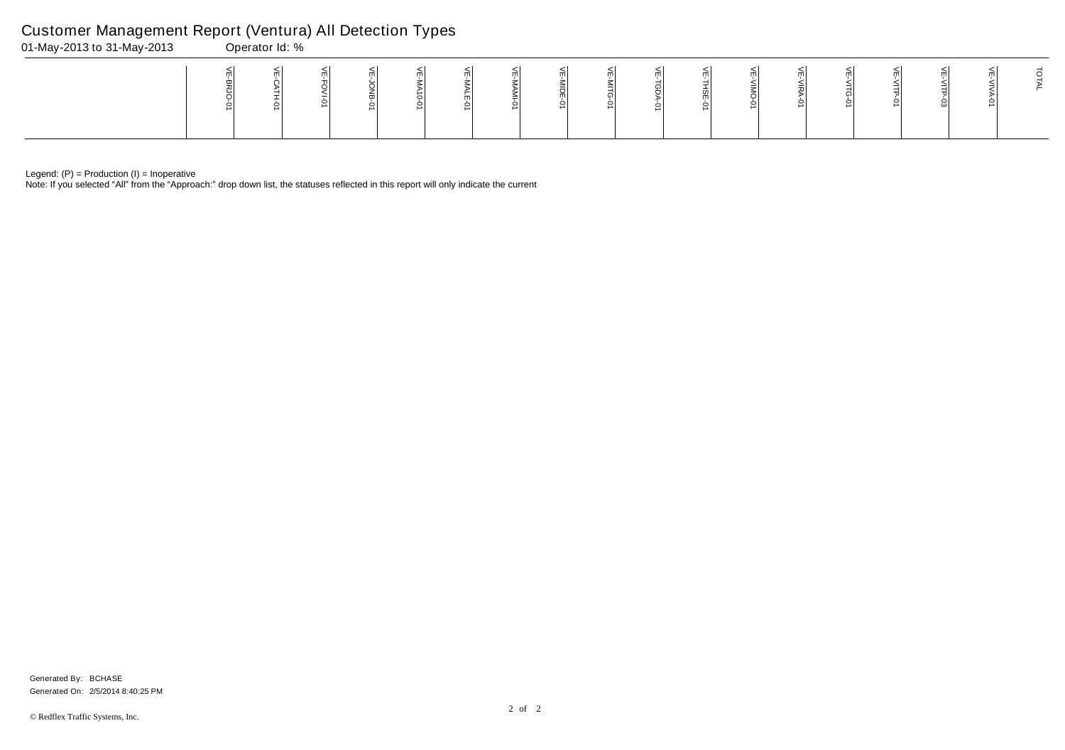# Customer Management Report (Ventura) All Detection Types

01-May-2013 to 31-May-2013 Operator Id: %

| | VE-BRJO-01 | VE-CATH-01 | VE-FOVI-01 | VE-JONB-01 | VE-MA10-01 | VE-MALE-01 | VE-MAMI-01 | VE-MIDE-01 | VE-MITG-01 | VE-TGDA-01 | VE-THSE-01 | VE-VIMO-01 | VE-VIRA-01 | VE-VITG-01 | VE-VITP-01 | VE-VITP-03 | VE-VIVA-01 | TOTAL |
|---|---|---|---|---|---|---|---|---|---|---|---|---|---|---|---|---|---|---|

Legend: (P) = Production (I) = Inoperative

Note: If you selected “All” from the “Approach:” drop down list, the statuses reflected in this report will only indicate the current

Generated By: BCHASE

Generated On: 2/5/2014 8:40:25 PM

© Redflex Traffic Systems, Inc.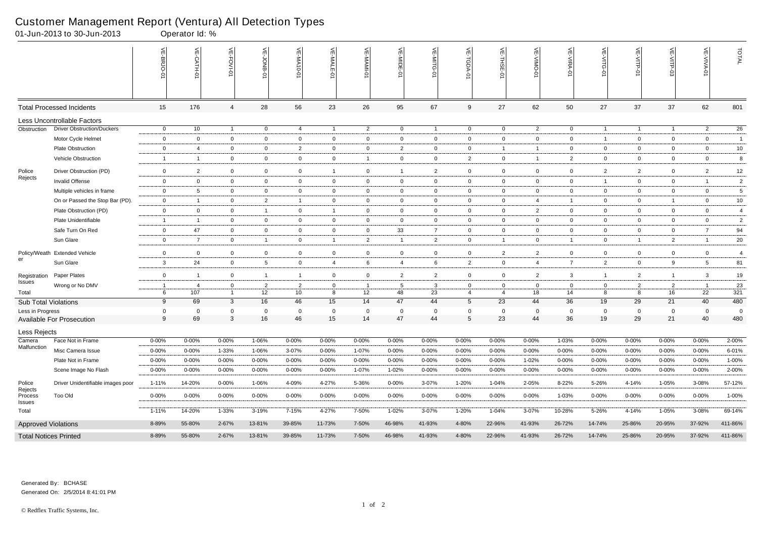# Customer Management Report (Ventura) All Detection Types

01-Jun-2013 to 30-Jun-2013 Operator Id: %

| | | VE-BRJO-01 | VE-CATH-01 | VE-FOVI-01 | VE-JONB-01 | VE-MA10-01 | VE-MALE-01 | VE-MAMI-01 | VE-MIDE-01 | VE-MITG-01 | VE-TGDA-01 | VE-THSE-01 | VE-VIMO-01 | VE-VIRA-01 | VE-VITG-01 | VE-VITP-01 | VE-VITP-03 | VE-VIVA-01 | TOTAL |
|---|---|---|---|---|---|---|---|---|---|---|---|---|---|---|---|---|---|---|---|
| **Total Processed Incidents** | | 15 | 176 | 4 | 28 | 56 | 23 | 26 | 95 | 67 | 9 | 27 | 62 | 50 | 27 | 37 | 37 | 62 | 801 |
| **Less Uncontrollable Factors** | | | | | | | | | | | | | | | | | | | |
| Obstruction | Driver Obstruction/Duckers | 0 | 10 | 1 | 0 | 4 | 1 | 2 | 0 | 1 | 0 | 0 | 2 | 0 | 1 | 1 | 1 | 2 | 26 |
| | Motor Cycle Helmet | 0 | 0 | 0 | 0 | 0 | 0 | 0 | 0 | 0 | 0 | 0 | 0 | 0 | 1 | 0 | 0 | 0 | 1 |
| | Plate Obstruction | 0 | 4 | 0 | 0 | 2 | 0 | 0 | 2 | 0 | 0 | 1 | 1 | 0 | 0 | 0 | 0 | 0 | 10 |
| | Vehicle Obstruction | 1 | 1 | 0 | 0 | 0 | 0 | 1 | 0 | 0 | 2 | 0 | 1 | 2 | 0 | 0 | 0 | 0 | 8 |
| Police Rejects | Driver Obstruction (PD) | 0 | 2 | 0 | 0 | 0 | 1 | 0 | 1 | 2 | 0 | 0 | 0 | 0 | 2 | 2 | 0 | 2 | 12 |
| | Invalid Offense | 0 | 0 | 0 | 0 | 0 | 0 | 0 | 0 | 0 | 0 | 0 | 0 | 0 | 1 | 0 | 0 | 1 | 2 |
| | Multiple vehicles in frame | 0 | 5 | 0 | 0 | 0 | 0 | 0 | 0 | 0 | 0 | 0 | 0 | 0 | 0 | 0 | 0 | 0 | 5 |
| | On or Passed the Stop Bar (PD). | 0 | 1 | 0 | 2 | 1 | 0 | 0 | 0 | 0 | 0 | 0 | 4 | 1 | 0 | 0 | 1 | 0 | 10 |
| | Plate Obstruction (PD) | 0 | 0 | 0 | 1 | 0 | 1 | 0 | 0 | 0 | 0 | 0 | 2 | 0 | 0 | 0 | 0 | 0 | 4 |
| | Plate Unidentifiable | 1 | 1 | 0 | 0 | 0 | 0 | 0 | 0 | 0 | 0 | 0 | 0 | 0 | 0 | 0 | 0 | 0 | 2 |
| | Safe Turn On Red | 0 | 47 | 0 | 0 | 0 | 0 | 0 | 33 | 7 | 0 | 0 | 0 | 0 | 0 | 0 | 0 | 7 | 94 |
| | Sun Glare | 0 | 7 | 0 | 1 | 0 | 1 | 2 | 1 | 2 | 0 | 1 | 0 | 1 | 0 | 1 | 2 | 1 | 20 |
| Policy/Weather | Extended Vehicle | 0 | 0 | 0 | 0 | 0 | 0 | 0 | 0 | 0 | 0 | 2 | 2 | 0 | 0 | 0 | 0 | 0 | 4 |
| | Sun Glare | 3 | 24 | 0 | 5 | 0 | 4 | 6 | 4 | 6 | 2 | 0 | 4 | 7 | 2 | 0 | 9 | 5 | 81 |
| Registration Issues | Paper Plates | 0 | 1 | 0 | 1 | 1 | 0 | 0 | 2 | 2 | 0 | 0 | 2 | 3 | 1 | 2 | 1 | 3 | 19 |
| | Wrong or No DMV | 1 | 4 | 0 | 2 | 2 | 0 | 1 | 5 | 3 | 0 | 0 | 0 | 0 | 0 | 2 | 2 | 1 | 23 |
| Total | | 6 | 107 | 1 | 12 | 10 | 8 | 12 | 48 | 23 | 4 | 4 | 18 | 14 | 8 | 8 | 16 | 22 | 321 |
| **Sub Total Violations** | | 9 | 69 | 3 | 16 | 46 | 15 | 14 | 47 | 44 | 5 | 23 | 44 | 36 | 19 | 29 | 21 | 40 | 480 |
| Less in Progress | | 0 | 0 | 0 | 0 | 0 | 0 | 0 | 0 | 0 | 0 | 0 | 0 | 0 | 0 | 0 | 0 | 0 | 0 |
| **Available For Prosecution** | | 9 | 69 | 3 | 16 | 46 | 15 | 14 | 47 | 44 | 5 | 23 | 44 | 36 | 19 | 29 | 21 | 40 | 480 |
| **Less Rejects** | | | | | | | | | | | | | | | | | | | |
| Camera Malfunction | Face Not in Frame | 0-00% | 0-00% | 0-00% | 1-06% | 0-00% | 0-00% | 0-00% | 0-00% | 0-00% | 0-00% | 0-00% | 0-00% | 1-03% | 0-00% | 0-00% | 0-00% | 0-00% | 2-00% |
| | Misc Camera Issue | 0-00% | 0-00% | 1-33% | 1-06% | 3-07% | 0-00% | 1-07% | 0-00% | 0-00% | 0-00% | 0-00% | 0-00% | 0-00% | 0-00% | 0-00% | 0-00% | 0-00% | 6-01% |
| | Plate Not in Frame | 0-00% | 0-00% | 0-00% | 0-00% | 0-00% | 0-00% | 0-00% | 0-00% | 0-00% | 0-00% | 0-00% | 1-02% | 0-00% | 0-00% | 0-00% | 0-00% | 0-00% | 1-00% |
| | Scene Image No Flash | 0-00% | 0-00% | 0-00% | 0-00% | 0-00% | 0-00% | 1-07% | 1-02% | 0-00% | 0-00% | 0-00% | 0-00% | 0-00% | 0-00% | 0-00% | 0-00% | 0-00% | 2-00% |
| Police Rejects | Driver Unidentifiable images poor | 1-11% | 14-20% | 0-00% | 1-06% | 4-09% | 4-27% | 5-36% | 0-00% | 3-07% | 1-20% | 1-04% | 2-05% | 8-22% | 5-26% | 4-14% | 1-05% | 3-08% | 57-12% |
| Process Issues | Too Old | 0-00% | 0-00% | 0-00% | 0-00% | 0-00% | 0-00% | 0-00% | 0-00% | 0-00% | 0-00% | 0-00% | 0-00% | 1-03% | 0-00% | 0-00% | 0-00% | 0-00% | 1-00% |
| Total | | 1-11% | 14-20% | 1-33% | 3-19% | 7-15% | 4-27% | 7-50% | 1-02% | 3-07% | 1-20% | 1-04% | 3-07% | 10-28% | 5-26% | 4-14% | 1-05% | 3-08% | 69-14% |
| **Approved Violations** | | 8-89% | 55-80% | 2-67% | 13-81% | 39-85% | 11-73% | 7-50% | 46-98% | 41-93% | 4-80% | 22-96% | 41-93% | 26-72% | 14-74% | 25-86% | 20-95% | 37-92% | 411-86% |
| **Total Notices Printed** | | 8-89% | 55-80% | 2-67% | 13-81% | 39-85% | 11-73% | 7-50% | 46-98% | 41-93% | 4-80% | 22-96% | 41-93% | 26-72% | 14-74% | 25-86% | 20-95% | 37-92% | 411-86% |

Generated By: BCHASE
Generated On: 2/5/2014 8:41:01 PM

© Redflex Traffic Systems, Inc.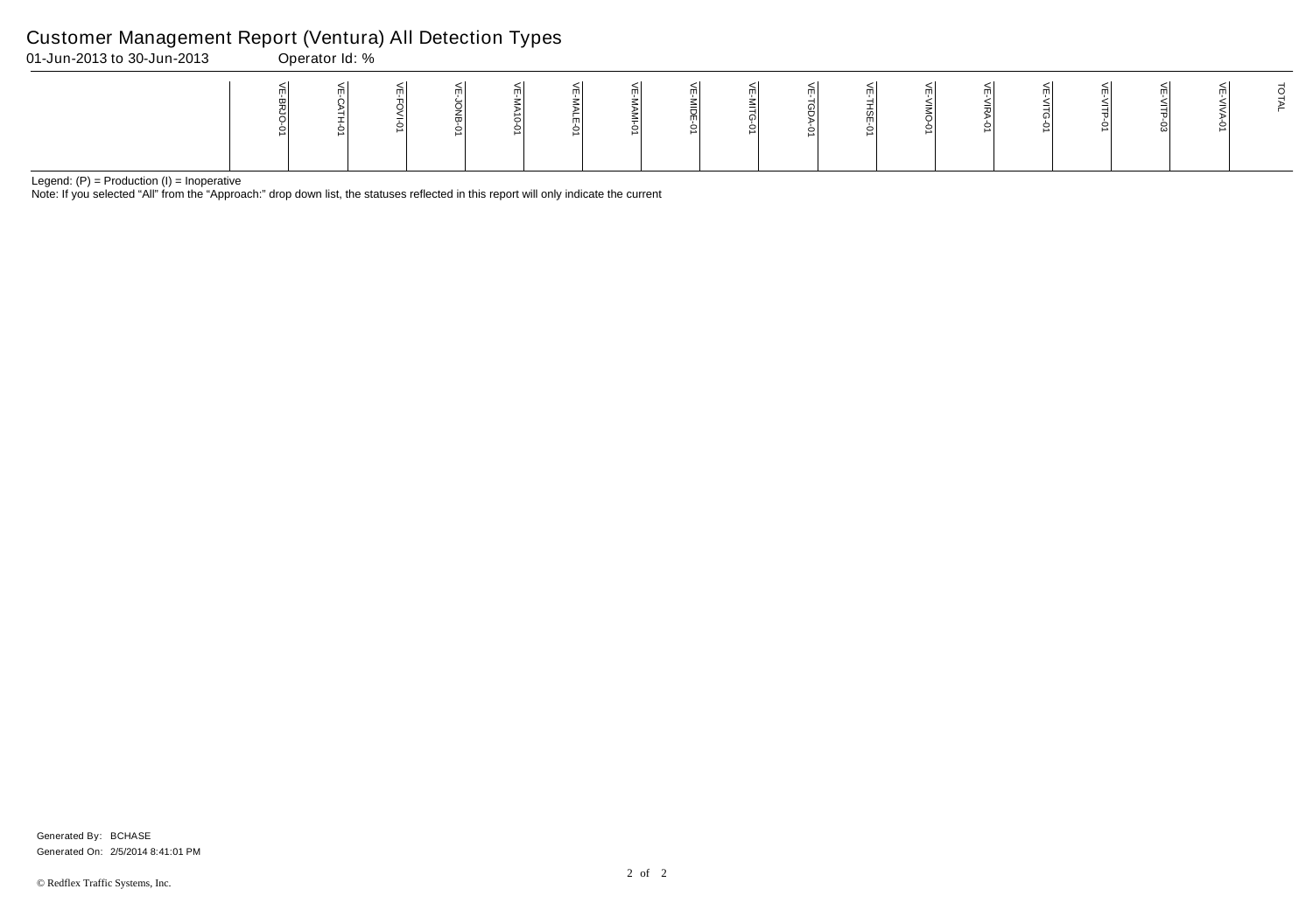# Customer Management Report (Ventura) All Detection Types

01-Jun-2013 to 30-Jun-2013    Operator Id: %

| | VE-BRJO-01 | VE-CATH-01 | VE-FOVI-01 | VE-JONB-01 | VE-MA10-01 | VE-MALE-01 | VE-MAMI-01 | VE-MIDE-01 | VE-MITG-01 | VE-TGDA-01 | VE-THSE-01 | VE-VIMO-01 | VE-VIRA-01 | VE-VITG-01 | VE-VITP-01 | VE-VITP-03 | VE-VIVA-01 | TOTAL |
|---|---|---|---|---|---|---|---|---|---|---|---|---|---|---|---|---|---|---|

Legend: (P) = Production (I) = Inoperative

Note: If you selected "All" from the "Approach:" drop down list, the statuses reflected in this report will only indicate the current

Generated By: BCHASE

Generated On: 2/5/2014 8:41:01 PM

© Redflex Traffic Systems, Inc.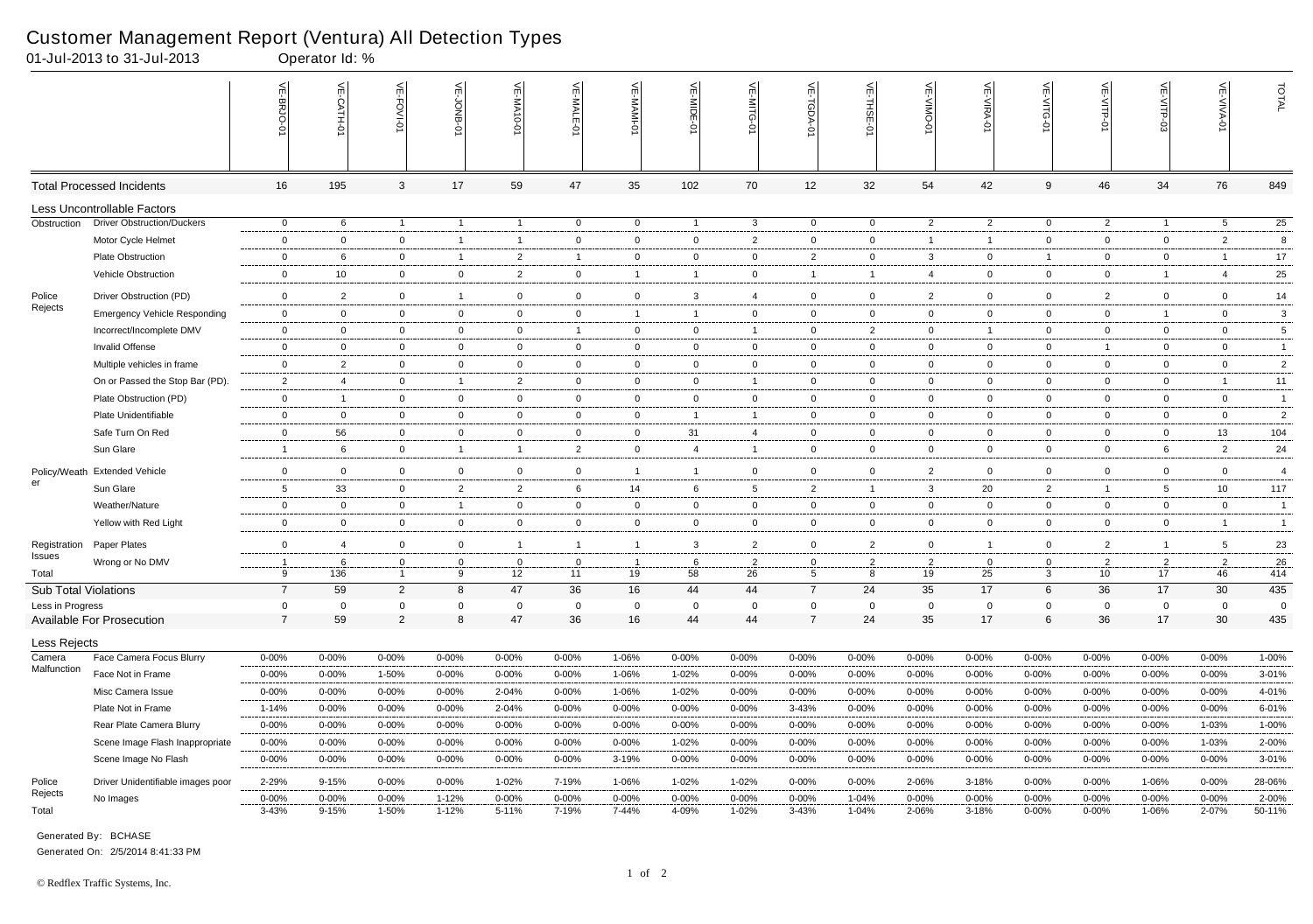# Customer Management Report (Ventura) All Detection Types

01-Jul-2013 to 31-Jul-2013 Operator Id: %

| | | VE-BRJO-01 | VE-CATH-01 | VE-FOVI-01 | VE-JONB-01 | VE-MA10-01 | VE-MALE-01 | VE-MAMI-01 | VE-MIDE-01 | VE-MITG-01 | VE-TGDA-01 | VE-THSE-01 | VE-VIMO-01 | VE-VIRA-01 | VE-VITG-01 | VE-VITP-01 | VE-VITP-03 | VE-VIVA-01 | TOTAL |
|---|---|---|---|---|---|---|---|---|---|---|---|---|---|---|---|---|---|---|---|
| **Total Processed Incidents** | | 16 | 195 | 3 | 17 | 59 | 47 | 35 | 102 | 70 | 12 | 32 | 54 | 42 | 9 | 46 | 34 | 76 | 849 |
| **Less Uncontrollable Factors** | | | | | | | | | | | | | | | | | | | |
| Obstruction | Driver Obstruction/Duckers | 0 | 6 | 1 | 1 | 1 | 0 | 0 | 1 | 3 | 0 | 0 | 2 | 2 | 0 | 2 | 1 | 5 | 25 |
| | Motor Cycle Helmet | 0 | 0 | 0 | 1 | 1 | 0 | 0 | 0 | 2 | 0 | 0 | 1 | 1 | 0 | 0 | 0 | 2 | 8 |
| | Plate Obstruction | 0 | 6 | 0 | 1 | 2 | 1 | 0 | 0 | 0 | 2 | 0 | 3 | 0 | 1 | 0 | 0 | 1 | 17 |
| | Vehicle Obstruction | 0 | 10 | 0 | 0 | 2 | 0 | 1 | 1 | 0 | 1 | 1 | 4 | 0 | 0 | 0 | 1 | 4 | 25 |
| Police Rejects | Driver Obstruction (PD) | 0 | 2 | 0 | 1 | 0 | 0 | 0 | 3 | 4 | 0 | 0 | 2 | 0 | 0 | 2 | 0 | 0 | 14 |
| | Emergency Vehicle Responding | 0 | 0 | 0 | 0 | 0 | 0 | 1 | 1 | 0 | 0 | 0 | 0 | 0 | 0 | 0 | 1 | 0 | 3 |
| | Incorrect/Incomplete DMV | 0 | 0 | 0 | 0 | 0 | 1 | 0 | 0 | 1 | 0 | 2 | 0 | 1 | 0 | 0 | 0 | 0 | 5 |
| | Invalid Offense | 0 | 0 | 0 | 0 | 0 | 0 | 0 | 0 | 0 | 0 | 0 | 0 | 0 | 0 | 1 | 0 | 0 | 1 |
| | Multiple vehicles in frame | 0 | 2 | 0 | 0 | 0 | 0 | 0 | 0 | 0 | 0 | 0 | 0 | 0 | 0 | 0 | 0 | 0 | 2 |
| | On or Passed the Stop Bar (PD). | 2 | 4 | 0 | 1 | 2 | 0 | 0 | 0 | 1 | 0 | 0 | 0 | 0 | 0 | 0 | 0 | 1 | 11 |
| | Plate Obstruction (PD) | 0 | 1 | 0 | 0 | 0 | 0 | 0 | 0 | 0 | 0 | 0 | 0 | 0 | 0 | 0 | 0 | 0 | 1 |
| | Plate Unidentifiable | 0 | 0 | 0 | 0 | 0 | 0 | 0 | 1 | 1 | 0 | 0 | 0 | 0 | 0 | 0 | 0 | 0 | 2 |
| | Safe Turn On Red | 0 | 56 | 0 | 0 | 0 | 0 | 0 | 31 | 4 | 0 | 0 | 0 | 0 | 0 | 0 | 0 | 13 | 104 |
| | Sun Glare | 1 | 6 | 0 | 1 | 1 | 2 | 0 | 4 | 1 | 0 | 0 | 0 | 0 | 0 | 0 | 6 | 2 | 24 |
| Policy/Weather | Extended Vehicle | 0 | 0 | 0 | 0 | 0 | 0 | 1 | 1 | 0 | 0 | 0 | 2 | 0 | 0 | 0 | 0 | 0 | 4 |
| | Sun Glare | 5 | 33 | 0 | 2 | 2 | 6 | 14 | 6 | 5 | 2 | 1 | 3 | 20 | 2 | 1 | 5 | 10 | 117 |
| | Weather/Nature | 0 | 0 | 0 | 1 | 0 | 0 | 0 | 0 | 0 | 0 | 0 | 0 | 0 | 0 | 0 | 0 | 0 | 1 |
| | Yellow with Red Light | 0 | 0 | 0 | 0 | 0 | 0 | 0 | 0 | 0 | 0 | 0 | 0 | 0 | 0 | 0 | 0 | 1 | 1 |
| Registration Issues | Paper Plates | 0 | 4 | 0 | 0 | 1 | 1 | 1 | 3 | 2 | 0 | 2 | 0 | 1 | 0 | 2 | 1 | 5 | 23 |
| | Wrong or No DMV | 1 | 6 | 0 | 0 | 0 | 0 | 1 | 6 | 2 | 0 | 2 | 2 | 0 | 0 | 2 | 2 | 2 | 26 |
| Total | | 9 | 136 | 1 | 9 | 12 | 11 | 19 | 58 | 26 | 5 | 8 | 19 | 25 | 3 | 10 | 17 | 46 | 414 |
| **Sub Total Violations** | | 7 | 59 | 2 | 8 | 47 | 36 | 16 | 44 | 44 | 7 | 24 | 35 | 17 | 6 | 36 | 17 | 30 | 435 |
| Less in Progress | | 0 | 0 | 0 | 0 | 0 | 0 | 0 | 0 | 0 | 0 | 0 | 0 | 0 | 0 | 0 | 0 | 0 | 0 |
| **Available For Prosecution** | | 7 | 59 | 2 | 8 | 47 | 36 | 16 | 44 | 44 | 7 | 24 | 35 | 17 | 6 | 36 | 17 | 30 | 435 |
| **Less Rejects** | | | | | | | | | | | | | | | | | | | |
| Camera Malfunction | Face Camera Focus Blurry | 0-00% | 0-00% | 0-00% | 0-00% | 0-00% | 0-00% | 1-06% | 0-00% | 0-00% | 0-00% | 0-00% | 0-00% | 0-00% | 0-00% | 0-00% | 0-00% | 0-00% | 1-00% |
| | Face Not in Frame | 0-00% | 0-00% | 1-50% | 0-00% | 0-00% | 0-00% | 1-06% | 1-02% | 0-00% | 0-00% | 0-00% | 0-00% | 0-00% | 0-00% | 0-00% | 0-00% | 0-00% | 3-01% |
| | Misc Camera Issue | 0-00% | 0-00% | 0-00% | 0-00% | 2-04% | 0-00% | 1-06% | 1-02% | 0-00% | 0-00% | 0-00% | 0-00% | 0-00% | 0-00% | 0-00% | 0-00% | 0-00% | 4-01% |
| | Plate Not in Frame | 1-14% | 0-00% | 0-00% | 0-00% | 2-04% | 0-00% | 0-00% | 0-00% | 0-00% | 3-43% | 0-00% | 0-00% | 0-00% | 0-00% | 0-00% | 0-00% | 0-00% | 6-01% |
| | Rear Plate Camera Blurry | 0-00% | 0-00% | 0-00% | 0-00% | 0-00% | 0-00% | 0-00% | 0-00% | 0-00% | 0-00% | 0-00% | 0-00% | 0-00% | 0-00% | 0-00% | 0-00% | 1-03% | 1-00% |
| | Scene Image Flash Inappropriate | 0-00% | 0-00% | 0-00% | 0-00% | 0-00% | 0-00% | 0-00% | 1-02% | 0-00% | 0-00% | 0-00% | 0-00% | 0-00% | 0-00% | 0-00% | 0-00% | 1-03% | 2-00% |
| | Scene Image No Flash | 0-00% | 0-00% | 0-00% | 0-00% | 0-00% | 0-00% | 3-19% | 0-00% | 0-00% | 0-00% | 0-00% | 0-00% | 0-00% | 0-00% | 0-00% | 0-00% | 0-00% | 3-01% |
| Police Rejects | Driver Unidentifiable images poor | 2-29% | 9-15% | 0-00% | 0-00% | 1-02% | 7-19% | 1-06% | 1-02% | 1-02% | 0-00% | 0-00% | 2-06% | 3-18% | 0-00% | 0-00% | 1-06% | 0-00% | 28-06% |
| | No Images | 0-00% | 0-00% | 0-00% | 1-12% | 0-00% | 0-00% | 0-00% | 0-00% | 0-00% | 0-00% | 1-04% | 0-00% | 0-00% | 0-00% | 0-00% | 0-00% | 0-00% | 2-00% |
| Total | | 3-43% | 9-15% | 1-50% | 1-12% | 5-11% | 7-19% | 7-44% | 4-09% | 1-02% | 3-43% | 1-04% | 2-06% | 3-18% | 0-00% | 0-00% | 1-06% | 2-07% | 50-11% |

Generated By: BCHASE

Generated On: 2/5/2014 8:41:33 PM

© Redflex Traffic Systems, Inc.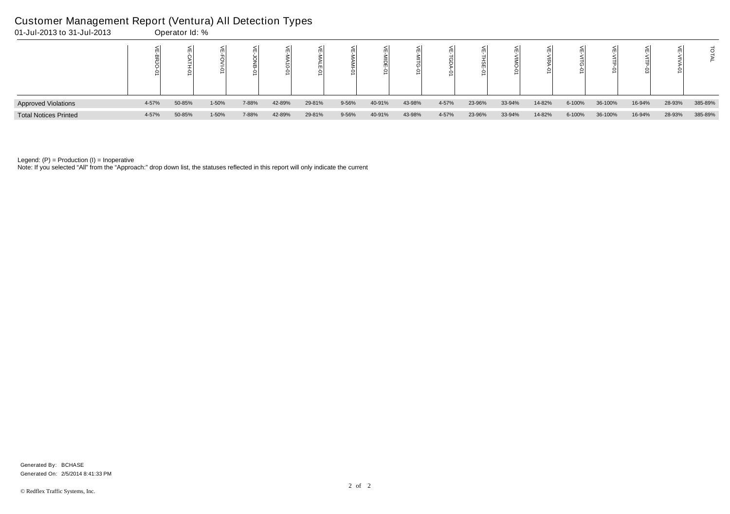# Customer Management Report (Ventura) All Detection Types

01-Jul-2013 to 31-Jul-2013 Operator Id: %

| | VE-BRJO-01 | VE-CATH-01 | VE-FOVI-01 | VE-JONB-01 | VE-MA10-01 | VE-MALE-01 | VE-MAMI-01 | VE-MIDE-01 | VE-MITG-01 | VE-TGDA-01 | VE-THSE-01 | VE-VIMO-01 | VE-VIRA-01 | VE-VITG-01 | VE-VITP-01 | VE-VITP-03 | VE-VIVA-01 | TOTAL |
|---|---|---|---|---|---|---|---|---|---|---|---|---|---|---|---|---|---|---|
| Approved Violations | 4-57% | 50-85% | 1-50% | 7-88% | 42-89% | 29-81% | 9-56% | 40-91% | 43-98% | 4-57% | 23-96% | 33-94% | 14-82% | 6-100% | 36-100% | 16-94% | 28-93% | 385-89% |
| Total Notices Printed | 4-57% | 50-85% | 1-50% | 7-88% | 42-89% | 29-81% | 9-56% | 40-91% | 43-98% | 4-57% | 23-96% | 33-94% | 14-82% | 6-100% | 36-100% | 16-94% | 28-93% | 385-89% |

Legend: (P) = Production (I) = Inoperative

Note: If you selected “All” from the “Approach:” drop down list, the statuses reflected in this report will only indicate the current

Generated By: BCHASE

Generated On: 2/5/2014 8:41:33 PM

© Redflex Traffic Systems, Inc.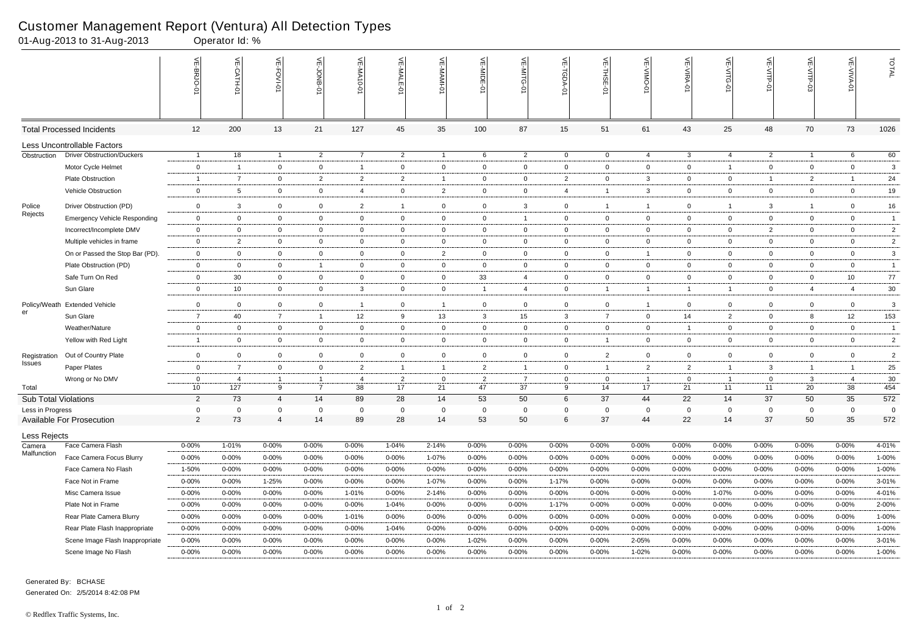# Customer Management Report (Ventura) All Detection Types

01-Aug-2013 to 31-Aug-2013 Operator Id: %

| | | VE-BRJO-01 | VE-CATH-01 | VE-FOVI-01 | VE-JONB-01 | VE-MA10-01 | VE-MALE-01 | VE-MAMI-01 | VE-MIDE-01 | VE-MITG-01 | VE-TGDA-01 | VE-THSE-01 | VE-VIMO-01 | VE-VIRA-01 | VE-VITG-01 | VE-VITP-01 | VE-VITP-03 | VE-VIVA-01 | TOTAL |
|---|---|---|---|---|---|---|---|---|---|---|---|---|---|---|---|---|---|---|---|
| Total Processed Incidents | | 12 | 200 | 13 | 21 | 127 | 45 | 35 | 100 | 87 | 15 | 51 | 61 | 43 | 25 | 48 | 70 | 73 | 1026 |
| Less Uncontrollable Factors | | | | | | | | | | | | | | | | | | | |
| Obstruction | Driver Obstruction/Duckers | 1 | 18 | 1 | 2 | 7 | 2 | 1 | 6 | 2 | 0 | 0 | 4 | 3 | 4 | 2 | 1 | 6 | 60 |
| | Motor Cycle Helmet | 0 | 1 | 0 | 0 | 1 | 0 | 0 | 0 | 0 | 0 | 0 | 0 | 0 | 1 | 0 | 0 | 0 | 3 |
| | Plate Obstruction | 1 | 7 | 0 | 2 | 2 | 2 | 1 | 0 | 0 | 2 | 0 | 3 | 0 | 0 | 1 | 2 | 1 | 24 |
| | Vehicle Obstruction | 0 | 5 | 0 | 0 | 4 | 0 | 2 | 0 | 0 | 4 | 1 | 3 | 0 | 0 | 0 | 0 | 0 | 19 |
| Police Rejects | Driver Obstruction (PD) | 0 | 3 | 0 | 0 | 2 | 1 | 0 | 0 | 3 | 0 | 1 | 1 | 0 | 1 | 3 | 1 | 0 | 16 |
| | Emergency Vehicle Responding | 0 | 0 | 0 | 0 | 0 | 0 | 0 | 0 | 1 | 0 | 0 | 0 | 0 | 0 | 0 | 0 | 0 | 1 |
| | Incorrect/Incomplete DMV | 0 | 0 | 0 | 0 | 0 | 0 | 0 | 0 | 0 | 0 | 0 | 0 | 0 | 0 | 2 | 0 | 0 | 2 |
| | Multiple vehicles in frame | 0 | 2 | 0 | 0 | 0 | 0 | 0 | 0 | 0 | 0 | 0 | 0 | 0 | 0 | 0 | 0 | 0 | 2 |
| | On or Passed the Stop Bar (PD). | 0 | 0 | 0 | 0 | 0 | 0 | 2 | 0 | 0 | 0 | 0 | 1 | 0 | 0 | 0 | 0 | 0 | 3 |
| | Plate Obstruction (PD) | 0 | 0 | 0 | 1 | 0 | 0 | 0 | 0 | 0 | 0 | 0 | 0 | 0 | 0 | 0 | 0 | 0 | 1 |
| | Safe Turn On Red | 0 | 30 | 0 | 0 | 0 | 0 | 0 | 33 | 4 | 0 | 0 | 0 | 0 | 0 | 0 | 0 | 10 | 77 |
| | Sun Glare | 0 | 10 | 0 | 0 | 3 | 0 | 0 | 1 | 4 | 0 | 1 | 1 | 1 | 1 | 0 | 4 | 4 | 30 |
| Policy/Weather | Extended Vehicle | 0 | 0 | 0 | 0 | 1 | 0 | 1 | 0 | 0 | 0 | 0 | 1 | 0 | 0 | 0 | 0 | 0 | 3 |
| | Sun Glare | 7 | 40 | 7 | 1 | 12 | 9 | 13 | 3 | 15 | 3 | 7 | 0 | 14 | 2 | 0 | 8 | 12 | 153 |
| | Weather/Nature | 0 | 0 | 0 | 0 | 0 | 0 | 0 | 0 | 0 | 0 | 0 | 0 | 1 | 0 | 0 | 0 | 0 | 1 |
| | Yellow with Red Light | 1 | 0 | 0 | 0 | 0 | 0 | 0 | 0 | 0 | 0 | 1 | 0 | 0 | 0 | 0 | 0 | 0 | 2 |
| Registration Issues | Out of Country Plate | 0 | 0 | 0 | 0 | 0 | 0 | 0 | 0 | 0 | 0 | 2 | 0 | 0 | 0 | 0 | 0 | 0 | 2 |
| | Paper Plates | 0 | 7 | 0 | 0 | 2 | 1 | 1 | 2 | 1 | 0 | 1 | 2 | 2 | 1 | 3 | 1 | 1 | 25 |
| | Wrong or No DMV | 0 | 4 | 1 | 1 | 4 | 2 | 0 | 2 | 7 | 0 | 0 | 1 | 0 | 1 | 0 | 3 | 4 | 30 |
| Total | | 10 | 127 | 9 | 7 | 38 | 17 | 21 | 47 | 37 | 9 | 14 | 17 | 21 | 11 | 11 | 20 | 38 | 454 |
| Sub Total Violations | | 2 | 73 | 4 | 14 | 89 | 28 | 14 | 53 | 50 | 6 | 37 | 44 | 22 | 14 | 37 | 50 | 35 | 572 |
| Less in Progress | | 0 | 0 | 0 | 0 | 0 | 0 | 0 | 0 | 0 | 0 | 0 | 0 | 0 | 0 | 0 | 0 | 0 | 0 |
| Available For Prosecution | | 2 | 73 | 4 | 14 | 89 | 28 | 14 | 53 | 50 | 6 | 37 | 44 | 22 | 14 | 37 | 50 | 35 | 572 |
| Less Rejects | | | | | | | | | | | | | | | | | | | |
| Camera Malfunction | Face Camera Flash | 0-00% | 1-01% | 0-00% | 0-00% | 0-00% | 1-04% | 2-14% | 0-00% | 0-00% | 0-00% | 0-00% | 0-00% | 0-00% | 0-00% | 0-00% | 0-00% | 0-00% | 4-01% |
| | Face Camera Focus Blurry | 0-00% | 0-00% | 0-00% | 0-00% | 0-00% | 0-00% | 1-07% | 0-00% | 0-00% | 0-00% | 0-00% | 0-00% | 0-00% | 0-00% | 0-00% | 0-00% | 0-00% | 1-00% |
| | Face Camera No Flash | 1-50% | 0-00% | 0-00% | 0-00% | 0-00% | 0-00% | 0-00% | 0-00% | 0-00% | 0-00% | 0-00% | 0-00% | 0-00% | 0-00% | 0-00% | 0-00% | 0-00% | 1-00% |
| | Face Not in Frame | 0-00% | 0-00% | 1-25% | 0-00% | 0-00% | 0-00% | 1-07% | 0-00% | 0-00% | 1-17% | 0-00% | 0-00% | 0-00% | 0-00% | 0-00% | 0-00% | 0-00% | 3-01% |
| | Misc Camera Issue | 0-00% | 0-00% | 0-00% | 0-00% | 1-01% | 0-00% | 2-14% | 0-00% | 0-00% | 0-00% | 0-00% | 0-00% | 0-00% | 1-07% | 0-00% | 0-00% | 0-00% | 4-01% |
| | Plate Not in Frame | 0-00% | 0-00% | 0-00% | 0-00% | 0-00% | 1-04% | 0-00% | 0-00% | 0-00% | 1-17% | 0-00% | 0-00% | 0-00% | 0-00% | 0-00% | 0-00% | 0-00% | 2-00% |
| | Rear Plate Camera Blurry | 0-00% | 0-00% | 0-00% | 0-00% | 1-01% | 0-00% | 0-00% | 0-00% | 0-00% | 0-00% | 0-00% | 0-00% | 0-00% | 0-00% | 0-00% | 0-00% | 0-00% | 1-00% |
| | Rear Plate Flash Inappropriate | 0-00% | 0-00% | 0-00% | 0-00% | 0-00% | 1-04% | 0-00% | 0-00% | 0-00% | 0-00% | 0-00% | 0-00% | 0-00% | 0-00% | 0-00% | 0-00% | 0-00% | 1-00% |
| | Scene Image Flash Inappropriate | 0-00% | 0-00% | 0-00% | 0-00% | 0-00% | 0-00% | 0-00% | 1-02% | 0-00% | 0-00% | 0-00% | 2-05% | 0-00% | 0-00% | 0-00% | 0-00% | 0-00% | 3-01% |
| | Scene Image No Flash | 0-00% | 0-00% | 0-00% | 0-00% | 0-00% | 0-00% | 0-00% | 0-00% | 0-00% | 0-00% | 0-00% | 1-02% | 0-00% | 0-00% | 0-00% | 0-00% | 0-00% | 1-00% |

Generated By: BCHASE

Generated On: 2/5/2014 8:42:08 PM

© Redflex Traffic Systems, Inc.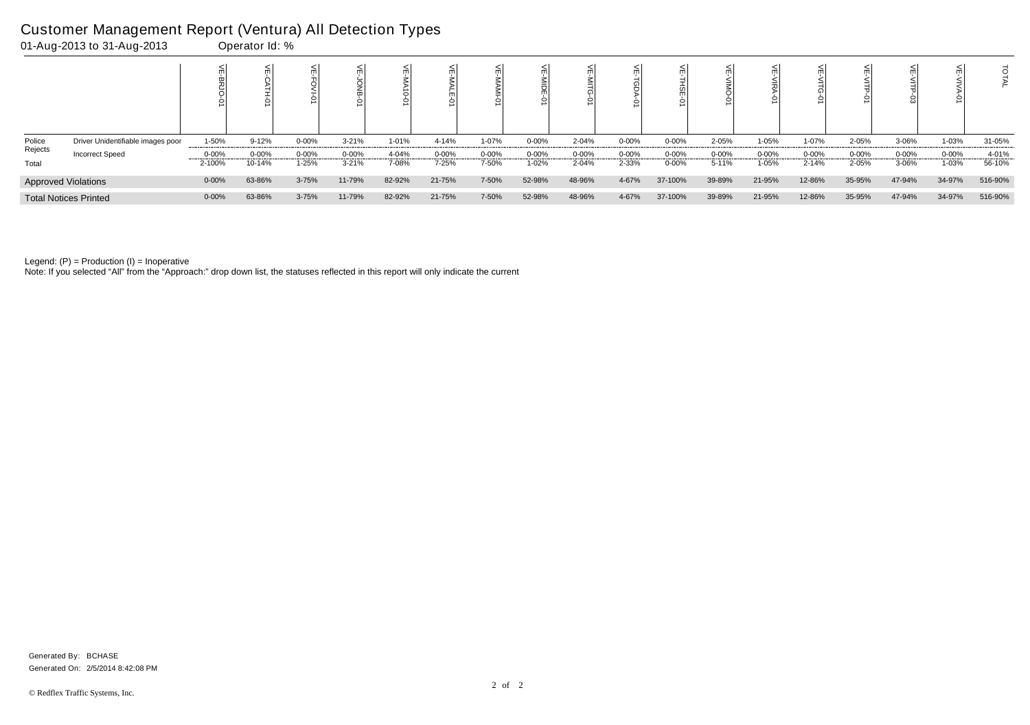# Customer Management Report (Ventura) All Detection Types

01-Aug-2013 to 31-Aug-2013 Operator Id: %

| | | VE-BRJO-01 | VE-CATH-01 | VE-FOVI-01 | VE-JONB-01 | VE-MA10-01 | VE-MALE-01 | VE-MAMI-01 | VE-MIDE-01 | VE-MITG-01 | VE-TGDA-01 | VE-THSE-01 | VE-VIMO-01 | VE-VIRA-01 | VE-VITG-01 | VE-VITP-01 | VE-VITP-03 | VE-VIVA-01 | TOTAL |
|---|---|---|---|---|---|---|---|---|---|---|---|---|---|---|---|---|---|---|---|
| Police Rejects | Driver Unidentifiable images poor | 1-50% | 9-12% | 0-00% | 3-21% | 1-01% | 4-14% | 1-07% | 0-00% | 2-04% | 0-00% | 0-00% | 2-05% | 1-05% | 1-07% | 2-05% | 3-06% | 1-03% | 31-05% |
| | Incorrect Speed | 0-00% | 0-00% | 0-00% | 0-00% | 4-04% | 0-00% | 0-00% | 0-00% | 0-00% | 0-00% | 0-00% | 0-00% | 0-00% | 0-00% | 0-00% | 0-00% | 0-00% | 4-01% |
| Total | | 2-100% | 10-14% | 1-25% | 3-21% | 7-08% | 7-25% | 7-50% | 1-02% | 2-04% | 2-33% | 0-00% | 5-11% | 1-05% | 2-14% | 2-05% | 3-06% | 1-03% | 56-10% |
| Approved Violations | | 0-00% | 63-86% | 3-75% | 11-79% | 82-92% | 21-75% | 7-50% | 52-98% | 48-96% | 4-67% | 37-100% | 39-89% | 21-95% | 12-86% | 35-95% | 47-94% | 34-97% | 516-90% |
| Total Notices Printed | | 0-00% | 63-86% | 3-75% | 11-79% | 82-92% | 21-75% | 7-50% | 52-98% | 48-96% | 4-67% | 37-100% | 39-89% | 21-95% | 12-86% | 35-95% | 47-94% | 34-97% | 516-90% |

Legend: (P) = Production (I) = Inoperative

Note: If you selected "All" from the "Approach:" drop down list, the statuses reflected in this report will only indicate the current

Generated By: BCHASE

Generated On: 2/5/2014 8:42:08 PM

© Redflex Traffic Systems, Inc.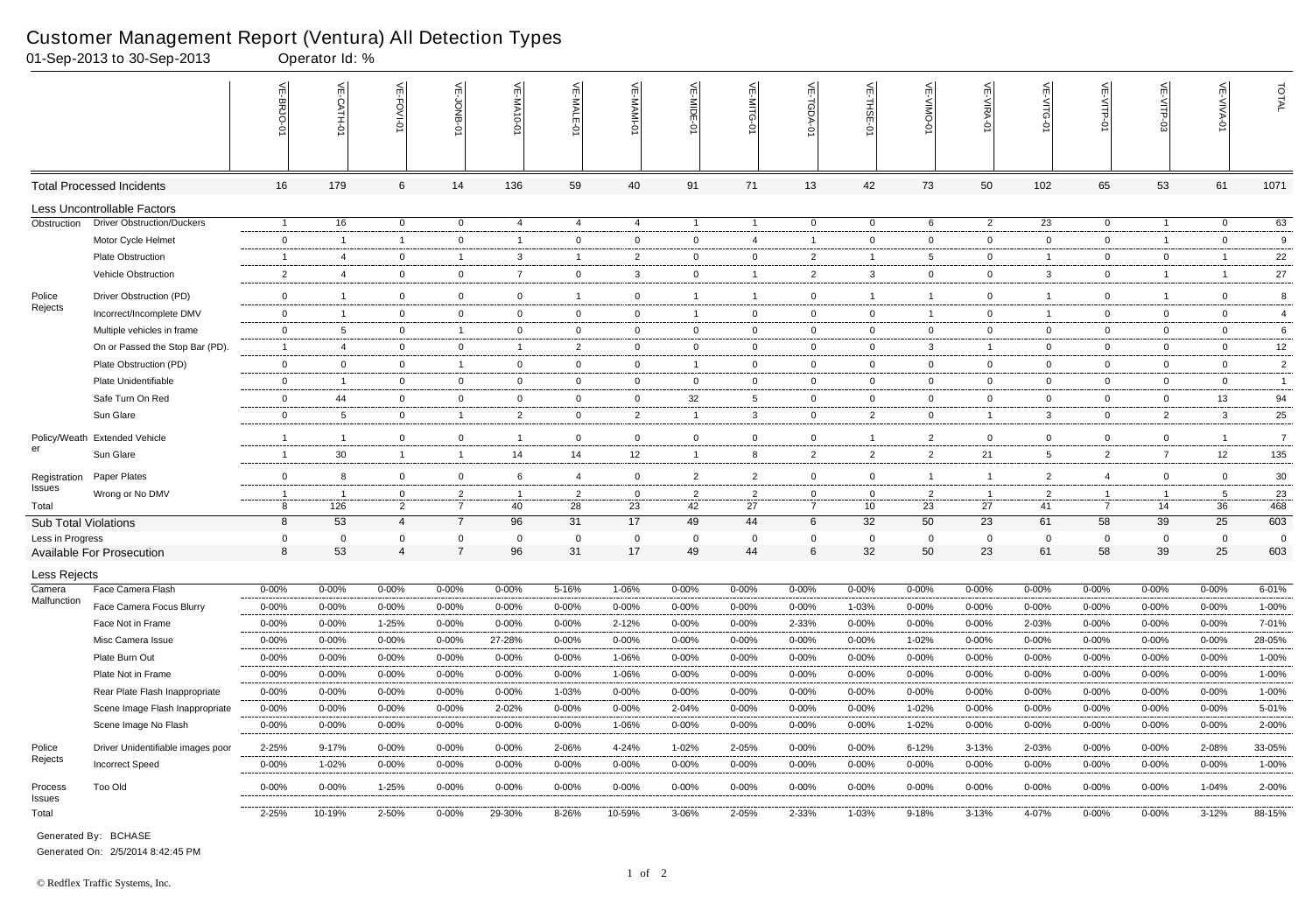# Customer Management Report (Ventura) All Detection Types

01-Sep-2013 to 30-Sep-2013 Operator Id: %

| | | VE-BRJO-01 | VE-CATH-01 | VE-FOVI-01 | VE-JONB-01 | VE-MA10-01 | VE-MALE-01 | VE-MAMI-01 | VE-MIDE-01 | VE-MITG-01 | VE-TGDA-01 | VE-THSE-01 | VE-VIMO-01 | VE-VIRA-01 | VE-VITG-01 | VE-VITP-01 | VE-VITP-03 | VE-VIVA-01 | TOTAL |
|---|---|---|---|---|---|---|---|---|---|---|---|---|---|---|---|---|---|---|---|
| Total Processed Incidents | | 16 | 179 | 6 | 14 | 136 | 59 | 40 | 91 | 71 | 13 | 42 | 73 | 50 | 102 | 65 | 53 | 61 | 1071 |
| Less Uncontrollable Factors | | | | | | | | | | | | | | | | | | | |
| Obstruction | Driver Obstruction/Duckers | 1 | 16 | 0 | 0 | 4 | 4 | 4 | 1 | 1 | 0 | 0 | 6 | 2 | 23 | 0 | 1 | 0 | 63 |
| | Motor Cycle Helmet | 0 | 1 | 1 | 0 | 1 | 0 | 0 | 0 | 4 | 1 | 0 | 0 | 0 | 0 | 0 | 1 | 0 | 9 |
| | Plate Obstruction | 1 | 4 | 0 | 1 | 3 | 1 | 2 | 0 | 0 | 2 | 1 | 5 | 0 | 1 | 0 | 0 | 1 | 22 |
| | Vehicle Obstruction | 2 | 4 | 0 | 0 | 7 | 0 | 3 | 0 | 1 | 2 | 3 | 0 | 0 | 3 | 0 | 1 | 1 | 27 |
| Police Rejects | Driver Obstruction (PD) | 0 | 1 | 0 | 0 | 0 | 1 | 0 | 1 | 1 | 0 | 1 | 1 | 0 | 1 | 0 | 1 | 0 | 8 |
| | Incorrect/Incomplete DMV | 0 | 1 | 0 | 0 | 0 | 0 | 0 | 1 | 0 | 0 | 0 | 1 | 0 | 1 | 0 | 0 | 0 | 4 |
| | Multiple vehicles in frame | 0 | 5 | 0 | 1 | 0 | 0 | 0 | 0 | 0 | 0 | 0 | 0 | 0 | 0 | 0 | 0 | 0 | 6 |
| | On or Passed the Stop Bar (PD). | 1 | 4 | 0 | 0 | 1 | 2 | 0 | 0 | 0 | 0 | 0 | 3 | 1 | 0 | 0 | 0 | 0 | 12 |
| | Plate Obstruction (PD) | 0 | 0 | 0 | 1 | 0 | 0 | 0 | 1 | 0 | 0 | 0 | 0 | 0 | 0 | 0 | 0 | 0 | 2 |
| | Plate Unidentifiable | 0 | 1 | 0 | 0 | 0 | 0 | 0 | 0 | 0 | 0 | 0 | 0 | 0 | 0 | 0 | 0 | 0 | 1 |
| | Safe Turn On Red | 0 | 44 | 0 | 0 | 0 | 0 | 0 | 32 | 5 | 0 | 0 | 0 | 0 | 0 | 0 | 0 | 13 | 94 |
| | Sun Glare | 0 | 5 | 0 | 1 | 2 | 0 | 2 | 1 | 3 | 0 | 2 | 0 | 1 | 3 | 0 | 2 | 3 | 25 |
| Policy/Weather | Extended Vehicle | 1 | 1 | 0 | 0 | 1 | 0 | 0 | 0 | 0 | 0 | 1 | 2 | 0 | 0 | 0 | 0 | 1 | 7 |
| | Sun Glare | 1 | 30 | 1 | 1 | 14 | 14 | 12 | 1 | 8 | 2 | 2 | 2 | 21 | 5 | 2 | 7 | 12 | 135 |
| Registration Issues | Paper Plates | 0 | 8 | 0 | 0 | 6 | 4 | 0 | 2 | 2 | 0 | 0 | 1 | 1 | 2 | 4 | 0 | 0 | 30 |
| | Wrong or No DMV | 1 | 1 | 0 | 2 | 1 | 2 | 0 | 2 | 2 | 0 | 0 | 2 | 1 | 2 | 1 | 1 | 5 | 23 |
| Total | | 8 | 126 | 2 | 7 | 40 | 28 | 23 | 42 | 27 | 7 | 10 | 23 | 27 | 41 | 7 | 14 | 36 | 468 |
| Sub Total Violations | | 8 | 53 | 4 | 7 | 96 | 31 | 17 | 49 | 44 | 6 | 32 | 50 | 23 | 61 | 58 | 39 | 25 | 603 |
| Less in Progress | | 0 | 0 | 0 | 0 | 0 | 0 | 0 | 0 | 0 | 0 | 0 | 0 | 0 | 0 | 0 | 0 | 0 | 0 |
| Available For Prosecution | | 8 | 53 | 4 | 7 | 96 | 31 | 17 | 49 | 44 | 6 | 32 | 50 | 23 | 61 | 58 | 39 | 25 | 603 |
| Less Rejects | | | | | | | | | | | | | | | | | | | |
| Camera Malfunction | Face Camera Flash | 0-00% | 0-00% | 0-00% | 0-00% | 0-00% | 5-16% | 1-06% | 0-00% | 0-00% | 0-00% | 0-00% | 0-00% | 0-00% | 0-00% | 0-00% | 0-00% | 0-00% | 6-01% |
| | Face Camera Focus Blurry | 0-00% | 0-00% | 0-00% | 0-00% | 0-00% | 0-00% | 0-00% | 0-00% | 0-00% | 0-00% | 1-03% | 0-00% | 0-00% | 0-00% | 0-00% | 0-00% | 0-00% | 1-00% |
| | Face Not in Frame | 0-00% | 0-00% | 1-25% | 0-00% | 0-00% | 0-00% | 2-12% | 0-00% | 0-00% | 2-33% | 0-00% | 0-00% | 0-00% | 2-03% | 0-00% | 0-00% | 0-00% | 7-01% |
| | Misc Camera Issue | 0-00% | 0-00% | 0-00% | 0-00% | 27-28% | 0-00% | 0-00% | 0-00% | 0-00% | 0-00% | 0-00% | 1-02% | 0-00% | 0-00% | 0-00% | 0-00% | 0-00% | 28-05% |
| | Plate Burn Out | 0-00% | 0-00% | 0-00% | 0-00% | 0-00% | 0-00% | 1-06% | 0-00% | 0-00% | 0-00% | 0-00% | 0-00% | 0-00% | 0-00% | 0-00% | 0-00% | 0-00% | 1-00% |
| | Plate Not in Frame | 0-00% | 0-00% | 0-00% | 0-00% | 0-00% | 0-00% | 1-06% | 0-00% | 0-00% | 0-00% | 0-00% | 0-00% | 0-00% | 0-00% | 0-00% | 0-00% | 0-00% | 1-00% |
| | Rear Plate Flash Inappropriate | 0-00% | 0-00% | 0-00% | 0-00% | 0-00% | 1-03% | 0-00% | 0-00% | 0-00% | 0-00% | 0-00% | 0-00% | 0-00% | 0-00% | 0-00% | 0-00% | 0-00% | 1-00% |
| | Scene Image Flash Inappropriate | 0-00% | 0-00% | 0-00% | 0-00% | 2-02% | 0-00% | 0-00% | 2-04% | 0-00% | 0-00% | 0-00% | 1-02% | 0-00% | 0-00% | 0-00% | 0-00% | 0-00% | 5-01% |
| | Scene Image No Flash | 0-00% | 0-00% | 0-00% | 0-00% | 0-00% | 0-00% | 1-06% | 0-00% | 0-00% | 0-00% | 0-00% | 1-02% | 0-00% | 0-00% | 0-00% | 0-00% | 0-00% | 2-00% |
| Police Rejects | Driver Unidentifiable images poor | 2-25% | 9-17% | 0-00% | 0-00% | 0-00% | 2-06% | 4-24% | 1-02% | 2-05% | 0-00% | 0-00% | 6-12% | 3-13% | 2-03% | 0-00% | 0-00% | 2-08% | 33-05% |
| | Incorrect Speed | 0-00% | 1-02% | 0-00% | 0-00% | 0-00% | 0-00% | 0-00% | 0-00% | 0-00% | 0-00% | 0-00% | 0-00% | 0-00% | 0-00% | 0-00% | 0-00% | 0-00% | 1-00% |
| Process Issues | Too Old | 0-00% | 0-00% | 1-25% | 0-00% | 0-00% | 0-00% | 0-00% | 0-00% | 0-00% | 0-00% | 0-00% | 0-00% | 0-00% | 0-00% | 0-00% | 0-00% | 1-04% | 2-00% |
| Total | | 2-25% | 10-19% | 2-50% | 0-00% | 29-30% | 8-26% | 10-59% | 3-06% | 2-05% | 2-33% | 1-03% | 9-18% | 3-13% | 4-07% | 0-00% | 0-00% | 3-12% | 88-15% |

Generated By: BCHASE

Generated On: 2/5/2014 8:42:45 PM

© Redflex Traffic Systems, Inc.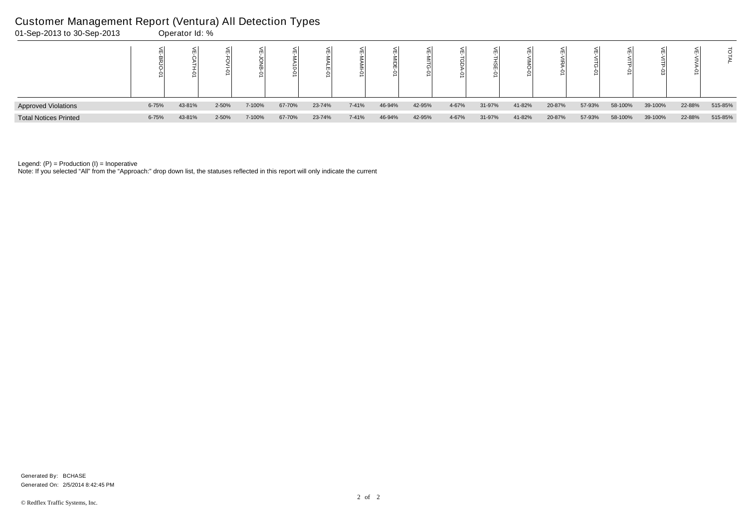# Customer Management Report (Ventura) All Detection Types

01-Sep-2013 to 30-Sep-2013 Operator Id: %

| | VE-BRJO-01 | VE-CATH-01 | VE-FOVI-01 | VE-JONB-01 | VE-MA10-01 | VE-MALE-01 | VE-MAMI-01 | VE-MIDE-01 | VE-MITG-01 | VE-TGDA-01 | VE-THSE-01 | VE-VIMO-01 | VE-VIRA-01 | VE-VITG-01 | VE-VITP-01 | VE-VITP-03 | VE-VIVA-01 | TOTAL |
|---|---|---|---|---|---|---|---|---|---|---|---|---|---|---|---|---|---|---|
| Approved Violations | 6-75% | 43-81% | 2-50% | 7-100% | 67-70% | 23-74% | 7-41% | 46-94% | 42-95% | 4-67% | 31-97% | 41-82% | 20-87% | 57-93% | 58-100% | 39-100% | 22-88% | 515-85% |
| Total Notices Printed | 6-75% | 43-81% | 2-50% | 7-100% | 67-70% | 23-74% | 7-41% | 46-94% | 42-95% | 4-67% | 31-97% | 41-82% | 20-87% | 57-93% | 58-100% | 39-100% | 22-88% | 515-85% |

Legend: (P) = Production (I) = Inoperative

Note: If you selected "All" from the "Approach:" drop down list, the statuses reflected in this report will only indicate the current

Generated By: BCHASE

Generated On: 2/5/2014 8:42:45 PM

© Redflex Traffic Systems, Inc.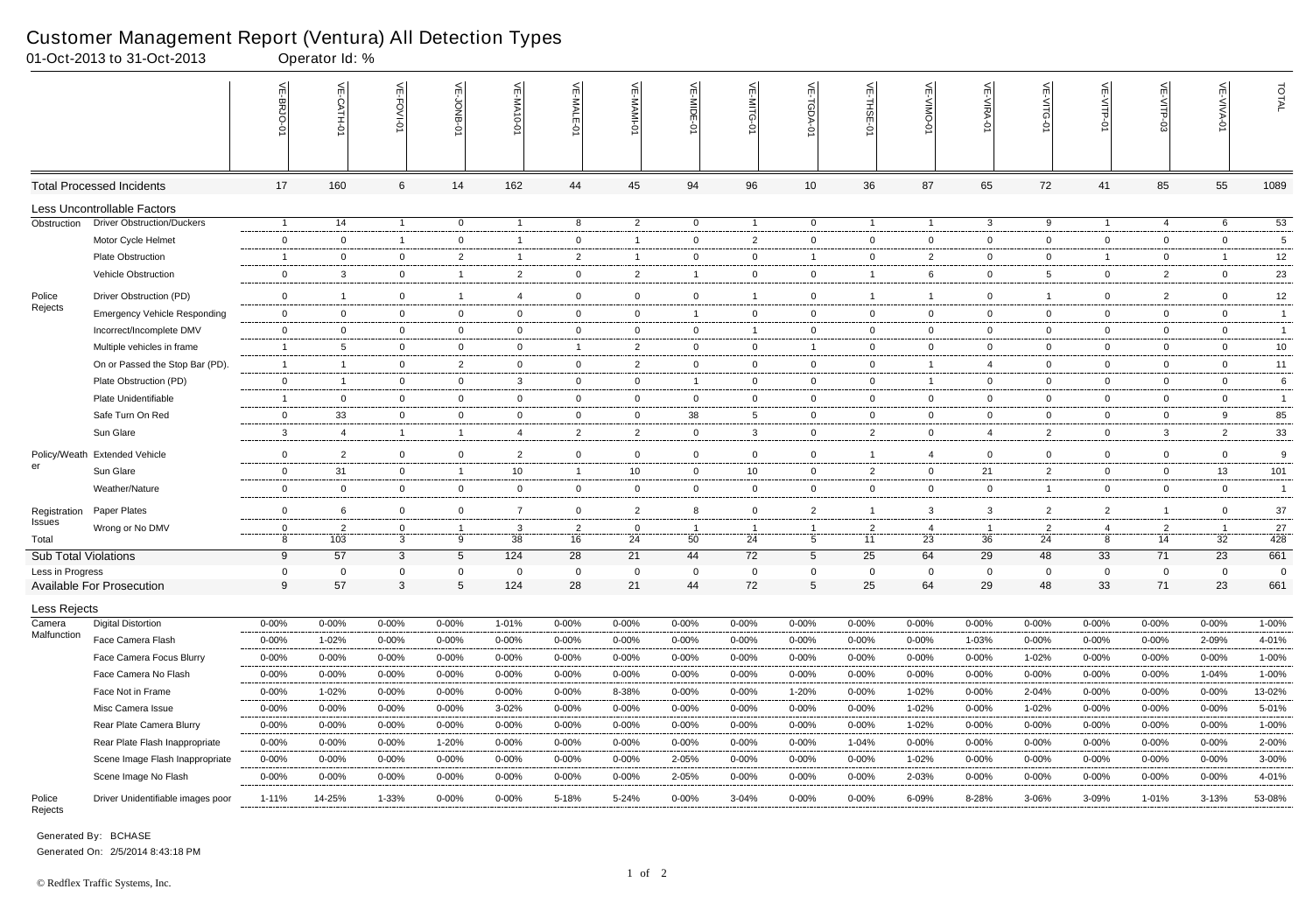# Customer Management Report (Ventura) All Detection Types

01-Oct-2013 to 31-Oct-2013 Operator Id: %

| | | VE-BRJO-01 | VE-CATH-01 | VE-FOVI-01 | VE-JONB-01 | VE-MA10-01 | VE-MALE-01 | VE-MAMI-01 | VE-MIDE-01 | VE-MITG-01 | VE-TGDA-01 | VE-THSE-01 | VE-VIMO-01 | VE-VIRA-01 | VE-VITG-01 | VE-VITP-01 | VE-VITP-03 | VE-VIVA-01 | TOTAL |
|---|---|---|---|---|---|---|---|---|---|---|---|---|---|---|---|---|---|---|---|
| **Total Processed Incidents** | | 17 | 160 | 6 | 14 | 162 | 44 | 45 | 94 | 96 | 10 | 36 | 87 | 65 | 72 | 41 | 85 | 55 | 1089 |
| **Less Uncontrollable Factors** | | | | | | | | | | | | | | | | | | | |
| Obstruction | Driver Obstruction/Duckers | 1 | 14 | 1 | 0 | 1 | 8 | 2 | 0 | 1 | 0 | 1 | 1 | 3 | 9 | 1 | 4 | 6 | 53 |
| | Motor Cycle Helmet | 0 | 0 | 1 | 0 | 1 | 0 | 1 | 0 | 2 | 0 | 0 | 0 | 0 | 0 | 0 | 0 | 0 | 5 |
| | Plate Obstruction | 1 | 0 | 0 | 2 | 1 | 2 | 1 | 0 | 0 | 1 | 0 | 2 | 0 | 0 | 1 | 0 | 1 | 12 |
| | Vehicle Obstruction | 0 | 3 | 0 | 1 | 2 | 0 | 2 | 1 | 0 | 0 | 1 | 6 | 0 | 5 | 0 | 2 | 0 | 23 |
| Police Rejects | Driver Obstruction (PD) | 0 | 1 | 0 | 1 | 4 | 0 | 0 | 0 | 1 | 0 | 1 | 1 | 0 | 1 | 0 | 2 | 0 | 12 |
| | Emergency Vehicle Responding | 0 | 0 | 0 | 0 | 0 | 0 | 0 | 1 | 0 | 0 | 0 | 0 | 0 | 0 | 0 | 0 | 0 | 1 |
| | Incorrect/Incomplete DMV | 0 | 0 | 0 | 0 | 0 | 0 | 0 | 0 | 1 | 0 | 0 | 0 | 0 | 0 | 0 | 0 | 0 | 1 |
| | Multiple vehicles in frame | 1 | 5 | 0 | 0 | 0 | 1 | 2 | 0 | 0 | 1 | 0 | 0 | 0 | 0 | 0 | 0 | 0 | 10 |
| | On or Passed the Stop Bar (PD). | 1 | 1 | 0 | 2 | 0 | 0 | 2 | 0 | 0 | 0 | 0 | 1 | 4 | 0 | 0 | 0 | 0 | 11 |
| | Plate Obstruction (PD) | 0 | 1 | 0 | 0 | 3 | 0 | 0 | 1 | 0 | 0 | 0 | 1 | 0 | 0 | 0 | 0 | 0 | 6 |
| | Plate Unidentifiable | 1 | 0 | 0 | 0 | 0 | 0 | 0 | 0 | 0 | 0 | 0 | 0 | 0 | 0 | 0 | 0 | 0 | 1 |
| | Safe Turn On Red | 0 | 33 | 0 | 0 | 0 | 0 | 0 | 38 | 5 | 0 | 0 | 0 | 0 | 0 | 0 | 0 | 9 | 85 |
| | Sun Glare | 3 | 4 | 1 | 1 | 4 | 2 | 2 | 0 | 3 | 0 | 2 | 0 | 4 | 2 | 0 | 3 | 2 | 33 |
| Policy/Weather | Extended Vehicle | 0 | 2 | 0 | 0 | 2 | 0 | 0 | 0 | 0 | 0 | 1 | 4 | 0 | 0 | 0 | 0 | 0 | 9 |
| | Sun Glare | 0 | 31 | 0 | 1 | 10 | 1 | 10 | 0 | 10 | 0 | 2 | 0 | 21 | 2 | 0 | 0 | 13 | 101 |
| | Weather/Nature | 0 | 0 | 0 | 0 | 0 | 0 | 0 | 0 | 0 | 0 | 0 | 0 | 0 | 1 | 0 | 0 | 0 | 1 |
| Registration Issues | Paper Plates | 0 | 6 | 0 | 0 | 7 | 0 | 2 | 8 | 0 | 2 | 1 | 3 | 3 | 2 | 2 | 1 | 0 | 37 |
| | Wrong or No DMV | 0 | 2 | 0 | 1 | 3 | 2 | 0 | 1 | 1 | 1 | 2 | 4 | 1 | 2 | 4 | 2 | 1 | 27 |
| Total | | 8 | 103 | 3 | 9 | 38 | 16 | 24 | 50 | 24 | 5 | 11 | 23 | 36 | 24 | 8 | 14 | 32 | 428 |
| **Sub Total Violations** | | 9 | 57 | 3 | 5 | 124 | 28 | 21 | 44 | 72 | 5 | 25 | 64 | 29 | 48 | 33 | 71 | 23 | 661 |
| Less in Progress | | 0 | 0 | 0 | 0 | 0 | 0 | 0 | 0 | 0 | 0 | 0 | 0 | 0 | 0 | 0 | 0 | 0 | 0 |
| **Available For Prosecution** | | 9 | 57 | 3 | 5 | 124 | 28 | 21 | 44 | 72 | 5 | 25 | 64 | 29 | 48 | 33 | 71 | 23 | 661 |
| **Less Rejects** | | | | | | | | | | | | | | | | | | | |
| Camera Malfunction | Digital Distortion | 0-00% | 0-00% | 0-00% | 0-00% | 1-01% | 0-00% | 0-00% | 0-00% | 0-00% | 0-00% | 0-00% | 0-00% | 0-00% | 0-00% | 0-00% | 0-00% | 0-00% | 1-00% |
| | Face Camera Flash | 0-00% | 1-02% | 0-00% | 0-00% | 0-00% | 0-00% | 0-00% | 0-00% | 0-00% | 0-00% | 0-00% | 0-00% | 1-03% | 0-00% | 0-00% | 0-00% | 2-09% | 4-01% |
| | Face Camera Focus Blurry | 0-00% | 0-00% | 0-00% | 0-00% | 0-00% | 0-00% | 0-00% | 0-00% | 0-00% | 0-00% | 0-00% | 0-00% | 0-00% | 1-02% | 0-00% | 0-00% | 0-00% | 1-00% |
| | Face Camera No Flash | 0-00% | 0-00% | 0-00% | 0-00% | 0-00% | 0-00% | 0-00% | 0-00% | 0-00% | 0-00% | 0-00% | 0-00% | 0-00% | 0-00% | 0-00% | 0-00% | 1-04% | 1-00% |
| | Face Not in Frame | 0-00% | 1-02% | 0-00% | 0-00% | 0-00% | 0-00% | 8-38% | 0-00% | 0-00% | 1-20% | 0-00% | 1-02% | 0-00% | 2-04% | 0-00% | 0-00% | 0-00% | 13-02% |
| | Misc Camera Issue | 0-00% | 0-00% | 0-00% | 0-00% | 3-02% | 0-00% | 0-00% | 0-00% | 0-00% | 0-00% | 0-00% | 1-02% | 0-00% | 1-02% | 0-00% | 0-00% | 0-00% | 5-01% |
| | Rear Plate Camera Blurry | 0-00% | 0-00% | 0-00% | 0-00% | 0-00% | 0-00% | 0-00% | 0-00% | 0-00% | 0-00% | 0-00% | 1-02% | 0-00% | 0-00% | 0-00% | 0-00% | 0-00% | 1-00% |
| | Rear Plate Flash Inappropriate | 0-00% | 0-00% | 0-00% | 1-20% | 0-00% | 0-00% | 0-00% | 0-00% | 0-00% | 0-00% | 1-04% | 0-00% | 0-00% | 0-00% | 0-00% | 0-00% | 0-00% | 2-00% |
| | Scene Image Flash Inappropriate | 0-00% | 0-00% | 0-00% | 0-00% | 0-00% | 0-00% | 0-00% | 2-05% | 0-00% | 0-00% | 0-00% | 1-02% | 0-00% | 0-00% | 0-00% | 0-00% | 0-00% | 3-00% |
| | Scene Image No Flash | 0-00% | 0-00% | 0-00% | 0-00% | 0-00% | 0-00% | 0-00% | 2-05% | 0-00% | 0-00% | 0-00% | 2-03% | 0-00% | 0-00% | 0-00% | 0-00% | 0-00% | 4-01% |
| Police Rejects | Driver Unidentifiable images poor | 1-11% | 14-25% | 1-33% | 0-00% | 0-00% | 5-18% | 5-24% | 0-00% | 3-04% | 0-00% | 0-00% | 6-09% | 8-28% | 3-06% | 3-09% | 1-01% | 3-13% | 53-08% |

Generated By: BCHASE

Generated On: 2/5/2014 8:43:18 PM

© Redflex Traffic Systems, Inc.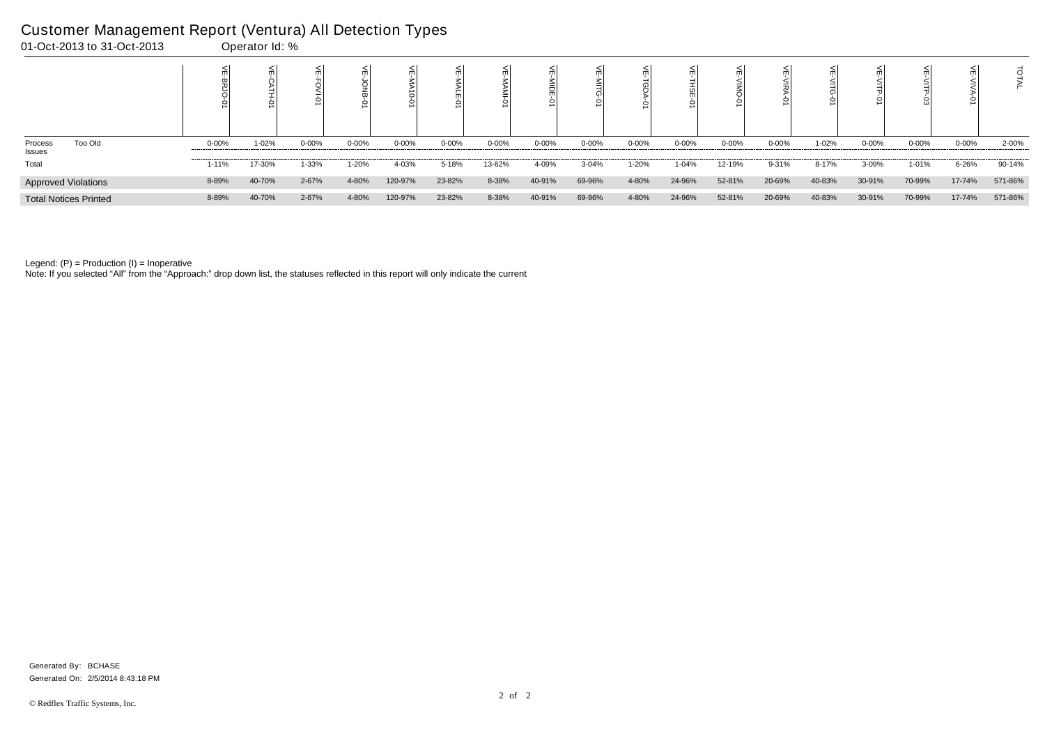# Customer Management Report (Ventura) All Detection Types

01-Oct-2013 to 31-Oct-2013 Operator Id: %

| | | VE-BRJO-01 | VE-CATH-01 | VE-FOVI-01 | VE-JONB-01 | VE-MA10-01 | VE-MALE-01 | VE-MAMI-01 | VE-MIDE-01 | VE-MITG-01 | VE-TGDA-01 | VE-THSE-01 | VE-VIMO-01 | VE-VIRA-01 | VE-VITG-01 | VE-VITP-01 | VE-VITP-03 | VE-VIVA-01 | TOTAL |
|---|---|---|---|---|---|---|---|---|---|---|---|---|---|---|---|---|---|---|---|
| Process Issues | Too Old | 0-00% | 1-02% | 0-00% | 0-00% | 0-00% | 0-00% | 0-00% | 0-00% | 0-00% | 0-00% | 0-00% | 0-00% | 0-00% | 1-02% | 0-00% | 0-00% | 0-00% | 2-00% |
| Total | | 1-11% | 17-30% | 1-33% | 1-20% | 4-03% | 5-18% | 13-62% | 4-09% | 3-04% | 1-20% | 1-04% | 12-19% | 9-31% | 8-17% | 3-09% | 1-01% | 6-26% | 90-14% |
| Approved Violations | | 8-89% | 40-70% | 2-67% | 4-80% | 120-97% | 23-82% | 8-38% | 40-91% | 69-96% | 4-80% | 24-96% | 52-81% | 20-69% | 40-83% | 30-91% | 70-99% | 17-74% | 571-86% |
| Total Notices Printed | | 8-89% | 40-70% | 2-67% | 4-80% | 120-97% | 23-82% | 8-38% | 40-91% | 69-96% | 4-80% | 24-96% | 52-81% | 20-69% | 40-83% | 30-91% | 70-99% | 17-74% | 571-86% |

Legend: (P) = Production (I) = Inoperative

Note: If you selected "All" from the "Approach:" drop down list, the statuses reflected in this report will only indicate the current

Generated By: BCHASE

Generated On: 2/5/2014 8:43:18 PM

© Redflex Traffic Systems, Inc.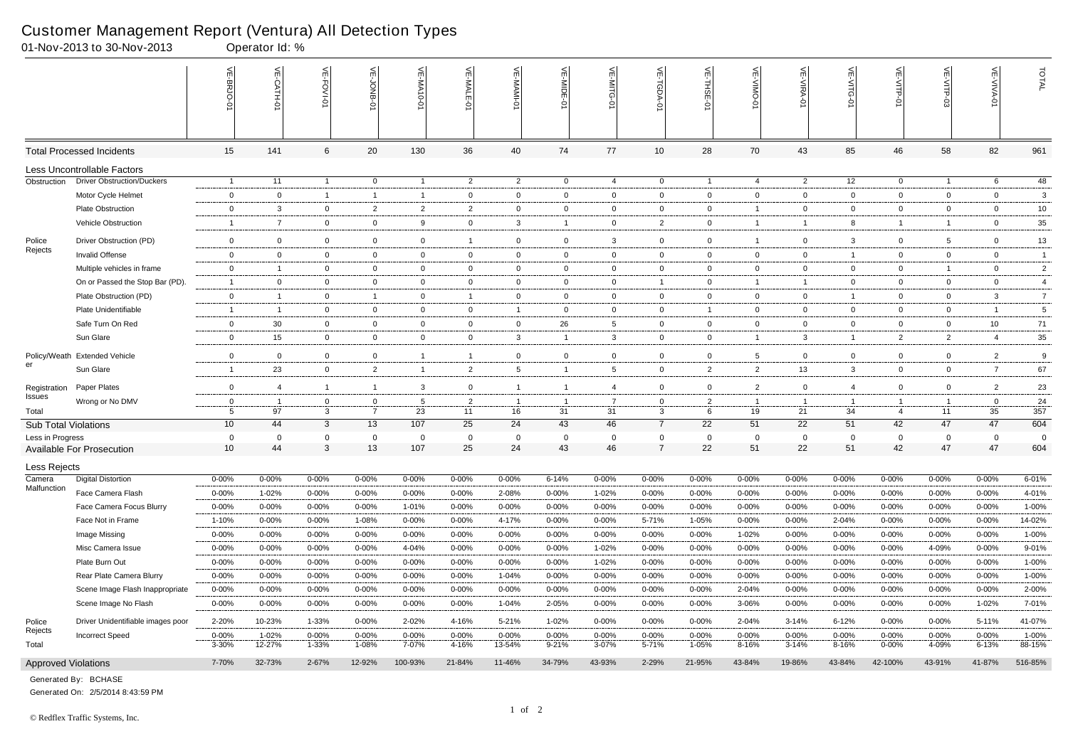# Customer Management Report (Ventura) All Detection Types

01-Nov-2013 to 30-Nov-2013 Operator Id: %

| | | VE-BRJO-01 | VE-CATH-01 | VE-FOVI-01 | VE-JONB-01 | VE-MA10-01 | VE-MALE-01 | VE-MAMI-01 | VE-MIDE-01 | VE-MITG-01 | VE-TGDA-01 | VE-THSE-01 | VE-VIMO-01 | VE-VIRA-01 | VE-VITG-01 | VE-VITP-01 | VE-VITP-03 | VE-VIVA-01 | TOTAL |
|---|---|---|---|---|---|---|---|---|---|---|---|---|---|---|---|---|---|---|---|
| **Total Processed Incidents** | | 15 | 141 | 6 | 20 | 130 | 36 | 40 | 74 | 77 | 10 | 28 | 70 | 43 | 85 | 46 | 58 | 82 | 961 |
| **Less Uncontrollable Factors** | | | | | | | | | | | | | | | | | | | |
| Obstruction | Driver Obstruction/Duckers | 1 | 11 | 1 | 0 | 1 | 2 | 2 | 0 | 4 | 0 | 1 | 4 | 2 | 12 | 0 | 1 | 6 | 48 |
| | Motor Cycle Helmet | 0 | 0 | 1 | 1 | 1 | 0 | 0 | 0 | 0 | 0 | 0 | 0 | 0 | 0 | 0 | 0 | 0 | 3 |
| | Plate Obstruction | 0 | 3 | 0 | 2 | 2 | 2 | 0 | 0 | 0 | 0 | 0 | 1 | 0 | 0 | 0 | 0 | 0 | 10 |
| | Vehicle Obstruction | 1 | 7 | 0 | 0 | 9 | 0 | 3 | 1 | 0 | 2 | 0 | 1 | 1 | 8 | 1 | 1 | 0 | 35 |
| Police Rejects | Driver Obstruction (PD) | 0 | 0 | 0 | 0 | 0 | 1 | 0 | 0 | 3 | 0 | 0 | 1 | 0 | 3 | 0 | 5 | 0 | 13 |
| | Invalid Offense | 0 | 0 | 0 | 0 | 0 | 0 | 0 | 0 | 0 | 0 | 0 | 0 | 0 | 1 | 0 | 0 | 0 | 1 |
| | Multiple vehicles in frame | 0 | 1 | 0 | 0 | 0 | 0 | 0 | 0 | 0 | 0 | 0 | 0 | 0 | 0 | 0 | 1 | 0 | 2 |
| | On or Passed the Stop Bar (PD). | 1 | 0 | 0 | 0 | 0 | 0 | 0 | 0 | 0 | 1 | 0 | 1 | 1 | 0 | 0 | 0 | 0 | 4 |
| | Plate Obstruction (PD) | 0 | 1 | 0 | 1 | 0 | 1 | 0 | 0 | 0 | 0 | 0 | 0 | 0 | 1 | 0 | 0 | 3 | 7 |
| | Plate Unidentifiable | 1 | 1 | 0 | 0 | 0 | 0 | 1 | 0 | 0 | 0 | 1 | 0 | 0 | 0 | 0 | 0 | 1 | 5 |
| | Safe Turn On Red | 0 | 30 | 0 | 0 | 0 | 0 | 0 | 26 | 5 | 0 | 0 | 0 | 0 | 0 | 0 | 0 | 10 | 71 |
| | Sun Glare | 0 | 15 | 0 | 0 | 0 | 0 | 3 | 1 | 3 | 0 | 0 | 1 | 3 | 1 | 2 | 2 | 4 | 35 |
| Policy/Weather | Extended Vehicle | 0 | 0 | 0 | 0 | 1 | 1 | 0 | 0 | 0 | 0 | 0 | 5 | 0 | 0 | 0 | 0 | 2 | 9 |
| | Sun Glare | 1 | 23 | 0 | 2 | 1 | 2 | 5 | 1 | 5 | 0 | 2 | 2 | 13 | 3 | 0 | 0 | 7 | 67 |
| Registration Issues | Paper Plates | 0 | 4 | 1 | 1 | 3 | 0 | 1 | 1 | 4 | 0 | 0 | 2 | 0 | 4 | 0 | 0 | 2 | 23 |
| | Wrong or No DMV | 0 | 1 | 0 | 0 | 5 | 2 | 1 | 1 | 7 | 0 | 2 | 1 | 1 | 1 | 1 | 1 | 0 | 24 |
| Total | | 5 | 97 | 3 | 7 | 23 | 11 | 16 | 31 | 31 | 3 | 6 | 19 | 21 | 34 | 4 | 11 | 35 | 357 |
| **Sub Total Violations** | | 10 | 44 | 3 | 13 | 107 | 25 | 24 | 43 | 46 | 7 | 22 | 51 | 22 | 51 | 42 | 47 | 47 | 604 |
| Less in Progress | | 0 | 0 | 0 | 0 | 0 | 0 | 0 | 0 | 0 | 0 | 0 | 0 | 0 | 0 | 0 | 0 | 0 | 0 |
| **Available For Prosecution** | | 10 | 44 | 3 | 13 | 107 | 25 | 24 | 43 | 46 | 7 | 22 | 51 | 22 | 51 | 42 | 47 | 47 | 604 |
| **Less Rejects** | | | | | | | | | | | | | | | | | | | |
| Camera Malfunction | Digital Distortion | 0-00% | 0-00% | 0-00% | 0-00% | 0-00% | 0-00% | 0-00% | 6-14% | 0-00% | 0-00% | 0-00% | 0-00% | 0-00% | 0-00% | 0-00% | 0-00% | 0-00% | 6-01% |
| | Face Camera Flash | 0-00% | 1-02% | 0-00% | 0-00% | 0-00% | 0-00% | 2-08% | 0-00% | 1-02% | 0-00% | 0-00% | 0-00% | 0-00% | 0-00% | 0-00% | 0-00% | 0-00% | 4-01% |
| | Face Camera Focus Blurry | 0-00% | 0-00% | 0-00% | 0-00% | 1-01% | 0-00% | 0-00% | 0-00% | 0-00% | 0-00% | 0-00% | 0-00% | 0-00% | 0-00% | 0-00% | 0-00% | 0-00% | 1-00% |
| | Face Not in Frame | 1-10% | 0-00% | 0-00% | 1-08% | 0-00% | 0-00% | 4-17% | 0-00% | 0-00% | 5-71% | 1-05% | 0-00% | 0-00% | 2-04% | 0-00% | 0-00% | 0-00% | 14-02% |
| | Image Missing | 0-00% | 0-00% | 0-00% | 0-00% | 0-00% | 0-00% | 0-00% | 0-00% | 0-00% | 0-00% | 0-00% | 1-02% | 0-00% | 0-00% | 0-00% | 0-00% | 0-00% | 1-00% |
| | Misc Camera Issue | 0-00% | 0-00% | 0-00% | 0-00% | 4-04% | 0-00% | 0-00% | 0-00% | 1-02% | 0-00% | 0-00% | 0-00% | 0-00% | 0-00% | 0-00% | 4-09% | 0-00% | 9-01% |
| | Plate Burn Out | 0-00% | 0-00% | 0-00% | 0-00% | 0-00% | 0-00% | 0-00% | 0-00% | 1-02% | 0-00% | 0-00% | 0-00% | 0-00% | 0-00% | 0-00% | 0-00% | 0-00% | 1-00% |
| | Rear Plate Camera Blurry | 0-00% | 0-00% | 0-00% | 0-00% | 0-00% | 0-00% | 1-04% | 0-00% | 0-00% | 0-00% | 0-00% | 0-00% | 0-00% | 0-00% | 0-00% | 0-00% | 0-00% | 1-00% |
| | Scene Image Flash Inappropriate | 0-00% | 0-00% | 0-00% | 0-00% | 0-00% | 0-00% | 0-00% | 0-00% | 0-00% | 0-00% | 0-00% | 2-04% | 0-00% | 0-00% | 0-00% | 0-00% | 0-00% | 2-00% |
| | Scene Image No Flash | 0-00% | 0-00% | 0-00% | 0-00% | 0-00% | 0-00% | 1-04% | 2-05% | 0-00% | 0-00% | 0-00% | 3-06% | 0-00% | 0-00% | 0-00% | 0-00% | 1-02% | 7-01% |
| Police Rejects | Driver Unidentifiable images poor | 2-20% | 10-23% | 1-33% | 0-00% | 2-02% | 4-16% | 5-21% | 1-02% | 0-00% | 0-00% | 0-00% | 2-04% | 3-14% | 6-12% | 0-00% | 0-00% | 5-11% | 41-07% |
| | Incorrect Speed | 0-00% | 1-02% | 0-00% | 0-00% | 0-00% | 0-00% | 0-00% | 0-00% | 0-00% | 0-00% | 0-00% | 0-00% | 0-00% | 0-00% | 0-00% | 0-00% | 0-00% | 1-00% |
| Total | | 3-30% | 12-27% | 1-33% | 1-08% | 7-07% | 4-16% | 13-54% | 9-21% | 3-07% | 5-71% | 1-05% | 8-16% | 3-14% | 8-16% | 0-00% | 4-09% | 6-13% | 88-15% |
| **Approved Violations** | | 7-70% | 32-73% | 2-67% | 12-92% | 100-93% | 21-84% | 11-46% | 34-79% | 43-93% | 2-29% | 21-95% | 43-84% | 19-86% | 43-84% | 42-100% | 43-91% | 41-87% | 516-85% |

Generated By: BCHASE

Generated On: 2/5/2014 8:43:59 PM

© Redflex Traffic Systems, Inc.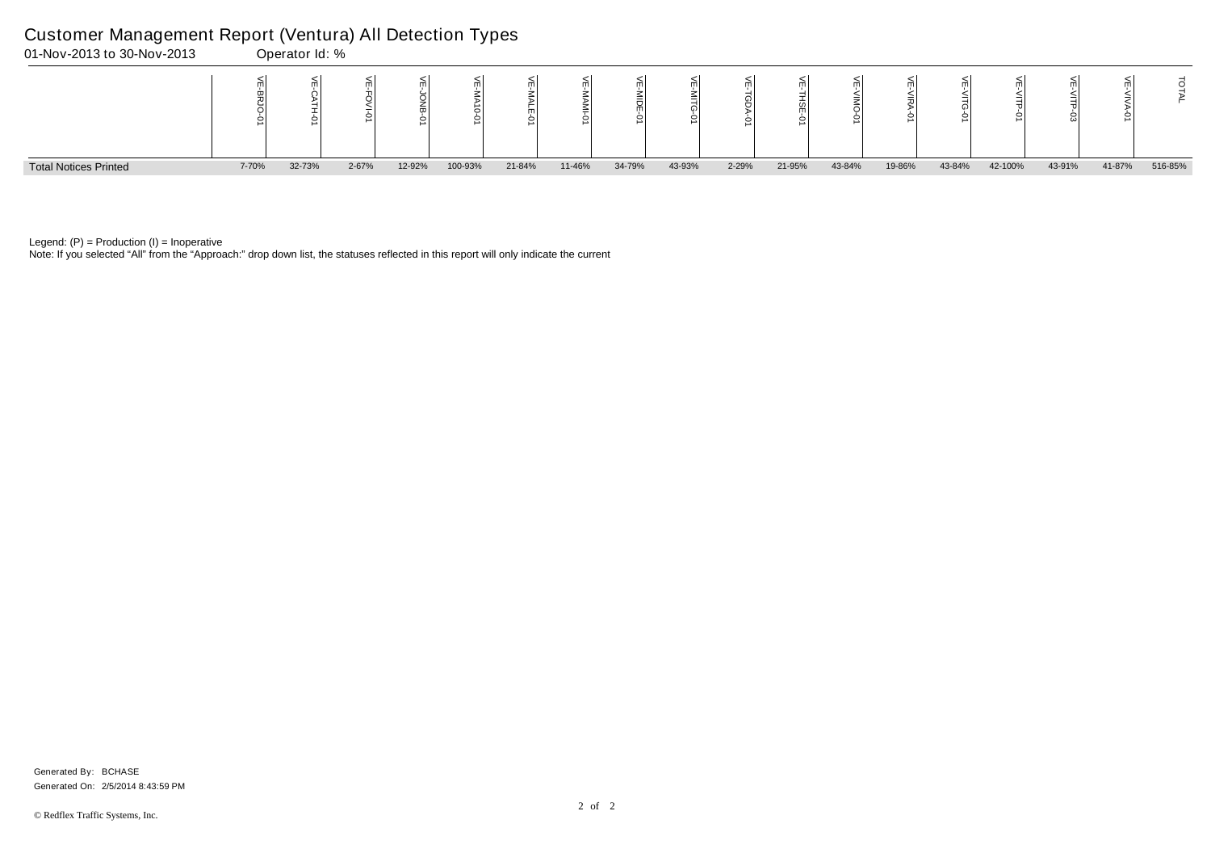# Customer Management Report (Ventura) All Detection Types

01-Nov-2013 to 30-Nov-2013 Operator Id: %

| | VE-BRJO-01 | VE-CATH-01 | VE-FOVI-01 | VE-JONB-01 | VE-MA10-01 | VE-MALE-01 | VE-MAMI-01 | VE-MIDE-01 | VE-MITG-01 | VE-TGDA-01 | VE-THSE-01 | VE-VIMO-01 | VE-VIRA-01 | VE-VITG-01 | VE-VITP-01 | VE-VITP-03 | VE-VIVA-01 | TOTAL |
|---|---|---|---|---|---|---|---|---|---|---|---|---|---|---|---|---|---|---|
| Total Notices Printed | 7-70% | 32-73% | 2-67% | 12-92% | 100-93% | 21-84% | 11-46% | 34-79% | 43-93% | 2-29% | 21-95% | 43-84% | 19-86% | 43-84% | 42-100% | 43-91% | 41-87% | 516-85% |

Legend: (P) = Production (I) = Inoperative

Note: If you selected "All" from the "Approach:" drop down list, the statuses reflected in this report will only indicate the current

Generated By: BCHASE

Generated On: 2/5/2014 8:43:59 PM

© Redflex Traffic Systems, Inc.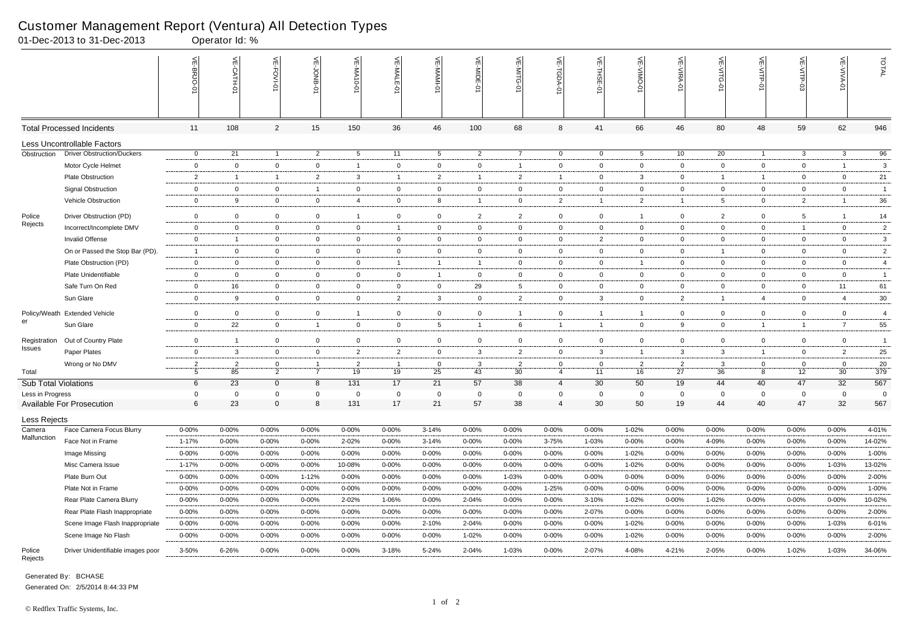# Customer Management Report (Ventura) All Detection Types

01-Dec-2013 to 31-Dec-2013 Operator Id: %

| | | VE-BRJO-01 | VE-CATH-01 | VE-FOVI-01 | VE-JONB-01 | VE-MA10-01 | VE-MALE-01 | VE-MAMI-01 | VE-MIDE-01 | VE-MITG-01 | VE-TGDA-01 | VE-THSE-01 | VE-VIMO-01 | VE-VIRA-01 | VE-VITG-01 | VE-VITP-01 | VE-VITP-03 | VE-VIVA-01 | TOTAL |
|---|---|---|---|---|---|---|---|---|---|---|---|---|---|---|---|---|---|---|---|
| **Total Processed Incidents** | | 11 | 108 | 2 | 15 | 150 | 36 | 46 | 100 | 68 | 8 | 41 | 66 | 46 | 80 | 48 | 59 | 62 | 946 |
| **Less Uncontrollable Factors** | | | | | | | | | | | | | | | | | | | |
| Obstruction | Driver Obstruction/Duckers | 0 | 21 | 1 | 2 | 5 | 11 | 5 | 2 | 7 | 0 | 0 | 5 | 10 | 20 | 1 | 3 | 3 | 96 |
| | Motor Cycle Helmet | 0 | 0 | 0 | 0 | 1 | 0 | 0 | 0 | 1 | 0 | 0 | 0 | 0 | 0 | 0 | 0 | 1 | 3 |
| | Plate Obstruction | 2 | 1 | 1 | 2 | 3 | 1 | 2 | 1 | 2 | 1 | 0 | 3 | 0 | 1 | 1 | 0 | 0 | 21 |
| | Signal Obstruction | 0 | 0 | 0 | 1 | 0 | 0 | 0 | 0 | 0 | 0 | 0 | 0 | 0 | 0 | 0 | 0 | 0 | 1 |
| | Vehicle Obstruction | 0 | 9 | 0 | 0 | 4 | 0 | 8 | 1 | 0 | 2 | 1 | 2 | 1 | 5 | 0 | 2 | 1 | 36 |
| Police Rejects | Driver Obstruction (PD) | 0 | 0 | 0 | 0 | 1 | 0 | 0 | 2 | 2 | 0 | 0 | 1 | 0 | 2 | 0 | 5 | 1 | 14 |
| | Incorrect/Incomplete DMV | 0 | 0 | 0 | 0 | 0 | 1 | 0 | 0 | 0 | 0 | 0 | 0 | 0 | 0 | 0 | 1 | 0 | 2 |
| | Invalid Offense | 0 | 1 | 0 | 0 | 0 | 0 | 0 | 0 | 0 | 0 | 2 | 0 | 0 | 0 | 0 | 0 | 0 | 3 |
| | On or Passed the Stop Bar (PD). | 1 | 0 | 0 | 0 | 0 | 0 | 0 | 0 | 0 | 0 | 0 | 0 | 0 | 1 | 0 | 0 | 0 | 2 |
| | Plate Obstruction (PD) | 0 | 0 | 0 | 0 | 0 | 1 | 1 | 1 | 0 | 0 | 0 | 1 | 0 | 0 | 0 | 0 | 0 | 4 |
| | Plate Unidentifiable | 0 | 0 | 0 | 0 | 0 | 0 | 1 | 0 | 0 | 0 | 0 | 0 | 0 | 0 | 0 | 0 | 0 | 1 |
| | Safe Turn On Red | 0 | 16 | 0 | 0 | 0 | 0 | 0 | 29 | 5 | 0 | 0 | 0 | 0 | 0 | 0 | 0 | 11 | 61 |
| | Sun Glare | 0 | 9 | 0 | 0 | 0 | 2 | 3 | 0 | 2 | 0 | 3 | 0 | 2 | 1 | 4 | 0 | 4 | 30 |
| Policy/Weather | Extended Vehicle | 0 | 0 | 0 | 0 | 1 | 0 | 0 | 0 | 1 | 0 | 1 | 1 | 0 | 0 | 0 | 0 | 0 | 4 |
| | Sun Glare | 0 | 22 | 0 | 1 | 0 | 0 | 5 | 1 | 6 | 1 | 1 | 0 | 9 | 0 | 1 | 1 | 7 | 55 |
| Registration Issues | Out of Country Plate | 0 | 1 | 0 | 0 | 0 | 0 | 0 | 0 | 0 | 0 | 0 | 0 | 0 | 0 | 0 | 0 | 0 | 1 |
| | Paper Plates | 0 | 3 | 0 | 0 | 2 | 2 | 0 | 3 | 2 | 0 | 3 | 1 | 3 | 3 | 1 | 0 | 2 | 25 |
| | Wrong or No DMV | 2 | 2 | 0 | 1 | 2 | 1 | 0 | 3 | 2 | 0 | 0 | 2 | 2 | 3 | 0 | 0 | 0 | 20 |
| Total | | 5 | 85 | 2 | 7 | 19 | 19 | 25 | 43 | 30 | 4 | 11 | 16 | 27 | 36 | 8 | 12 | 30 | 379 |
| **Sub Total Violations** | | 6 | 23 | 0 | 8 | 131 | 17 | 21 | 57 | 38 | 4 | 30 | 50 | 19 | 44 | 40 | 47 | 32 | 567 |
| Less in Progress | | 0 | 0 | 0 | 0 | 0 | 0 | 0 | 0 | 0 | 0 | 0 | 0 | 0 | 0 | 0 | 0 | 0 | 0 |
| **Available For Prosecution** | | 6 | 23 | 0 | 8 | 131 | 17 | 21 | 57 | 38 | 4 | 30 | 50 | 19 | 44 | 40 | 47 | 32 | 567 |
| **Less Rejects** | | | | | | | | | | | | | | | | | | | |
| Camera Malfunction | Face Camera Focus Blurry | 0-00% | 0-00% | 0-00% | 0-00% | 0-00% | 0-00% | 3-14% | 0-00% | 0-00% | 0-00% | 0-00% | 1-02% | 0-00% | 0-00% | 0-00% | 0-00% | 0-00% | 4-01% |
| | Face Not in Frame | 1-17% | 0-00% | 0-00% | 0-00% | 2-02% | 0-00% | 3-14% | 0-00% | 0-00% | 3-75% | 1-03% | 0-00% | 0-00% | 4-09% | 0-00% | 0-00% | 0-00% | 14-02% |
| | Image Missing | 0-00% | 0-00% | 0-00% | 0-00% | 0-00% | 0-00% | 0-00% | 0-00% | 0-00% | 0-00% | 0-00% | 1-02% | 0-00% | 0-00% | 0-00% | 0-00% | 0-00% | 1-00% |
| | Misc Camera Issue | 1-17% | 0-00% | 0-00% | 0-00% | 10-08% | 0-00% | 0-00% | 0-00% | 0-00% | 0-00% | 0-00% | 1-02% | 0-00% | 0-00% | 0-00% | 0-00% | 1-03% | 13-02% |
| | Plate Burn Out | 0-00% | 0-00% | 0-00% | 1-12% | 0-00% | 0-00% | 0-00% | 0-00% | 1-03% | 0-00% | 0-00% | 0-00% | 0-00% | 0-00% | 0-00% | 0-00% | 0-00% | 2-00% |
| | Plate Not in Frame | 0-00% | 0-00% | 0-00% | 0-00% | 0-00% | 0-00% | 0-00% | 0-00% | 0-00% | 1-25% | 0-00% | 0-00% | 0-00% | 0-00% | 0-00% | 0-00% | 0-00% | 1-00% |
| | Rear Plate Camera Blurry | 0-00% | 0-00% | 0-00% | 0-00% | 2-02% | 1-06% | 0-00% | 2-04% | 0-00% | 0-00% | 3-10% | 1-02% | 0-00% | 1-02% | 0-00% | 0-00% | 0-00% | 10-02% |
| | Rear Plate Flash Inappropriate | 0-00% | 0-00% | 0-00% | 0-00% | 0-00% | 0-00% | 0-00% | 0-00% | 0-00% | 0-00% | 2-07% | 0-00% | 0-00% | 0-00% | 0-00% | 0-00% | 0-00% | 2-00% |
| | Scene Image Flash Inappropriate | 0-00% | 0-00% | 0-00% | 0-00% | 0-00% | 0-00% | 2-10% | 2-04% | 0-00% | 0-00% | 0-00% | 1-02% | 0-00% | 0-00% | 0-00% | 0-00% | 1-03% | 6-01% |
| | Scene Image No Flash | 0-00% | 0-00% | 0-00% | 0-00% | 0-00% | 0-00% | 0-00% | 1-02% | 0-00% | 0-00% | 0-00% | 1-02% | 0-00% | 0-00% | 0-00% | 0-00% | 0-00% | 2-00% |
| Police Rejects | Driver Unidentifiable images poor | 3-50% | 6-26% | 0-00% | 0-00% | 0-00% | 3-18% | 5-24% | 2-04% | 1-03% | 0-00% | 2-07% | 4-08% | 4-21% | 2-05% | 0-00% | 1-02% | 1-03% | 34-06% |

Generated By: BCHASE

Generated On: 2/5/2014 8:44:33 PM

© Redflex Traffic Systems, Inc.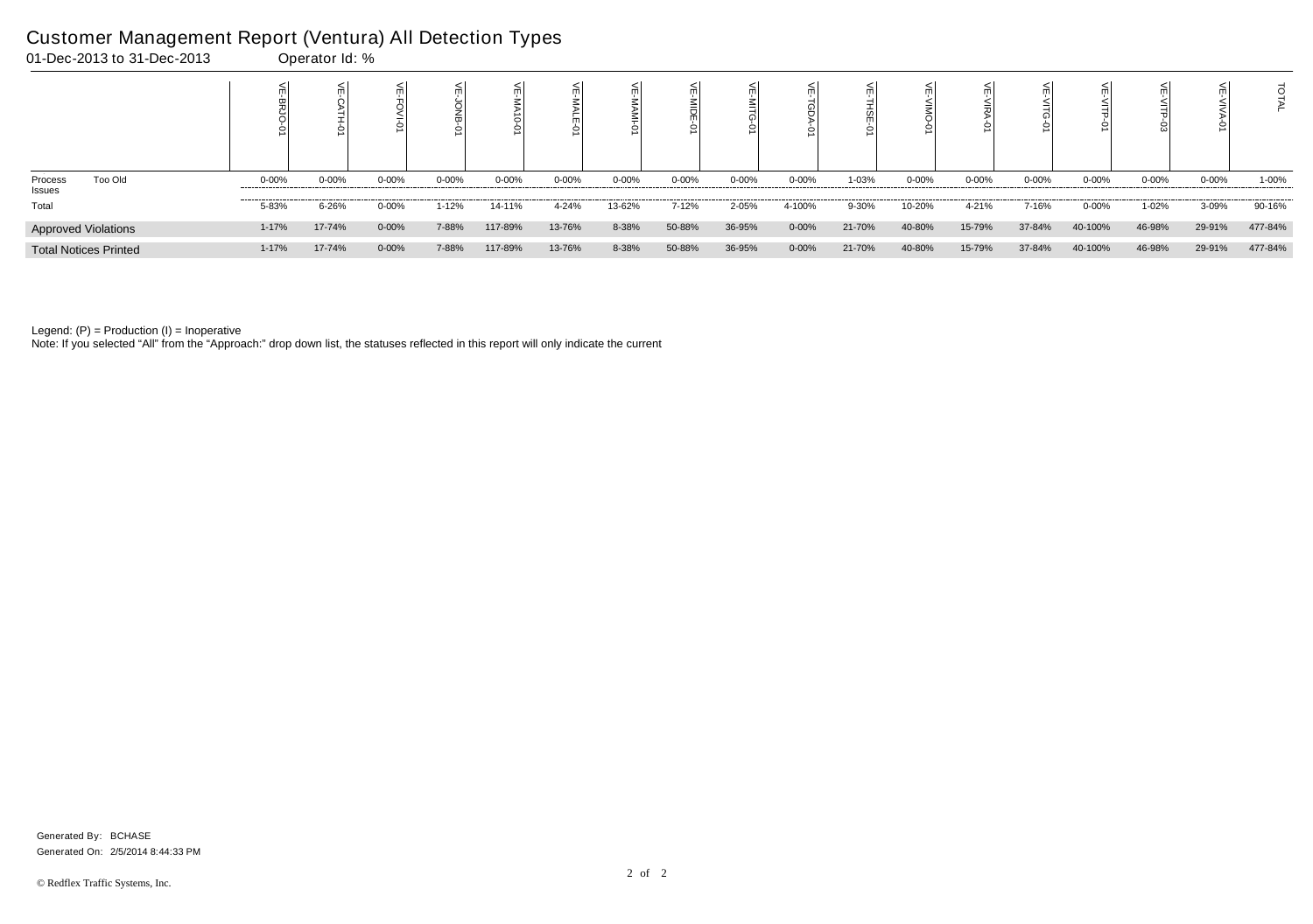# Customer Management Report (Ventura) All Detection Types

01-Dec-2013 to 31-Dec-2013 Operator Id: %

| | | VE-BRJO-01 | VE-CATH-01 | VE-FOVI-01 | VE-JONB-01 | VE-MA10-01 | VE-MALE-01 | VE-MAMI-01 | VE-MIDE-01 | VE-MITG-01 | VE-TGDA-01 | VE-THSE-01 | VE-VIMO-01 | VE-VIRA-01 | VE-VITG-01 | VE-VITP-01 | VE-VITP-03 | VE-VIVA-01 | TOTAL |
|---|---|---|---|---|---|---|---|---|---|---|---|---|---|---|---|---|---|---|---|
| Process Issues | Too Old | 0-00% | 0-00% | 0-00% | 0-00% | 0-00% | 0-00% | 0-00% | 0-00% | 0-00% | 0-00% | 1-03% | 0-00% | 0-00% | 0-00% | 0-00% | 0-00% | 0-00% | 1-00% |
| Total | | 5-83% | 6-26% | 0-00% | 1-12% | 14-11% | 4-24% | 13-62% | 7-12% | 2-05% | 4-100% | 9-30% | 10-20% | 4-21% | 7-16% | 0-00% | 1-02% | 3-09% | 90-16% |
| Approved Violations | | 1-17% | 17-74% | 0-00% | 7-88% | 117-89% | 13-76% | 8-38% | 50-88% | 36-95% | 0-00% | 21-70% | 40-80% | 15-79% | 37-84% | 40-100% | 46-98% | 29-91% | 477-84% |
| Total Notices Printed | | 1-17% | 17-74% | 0-00% | 7-88% | 117-89% | 13-76% | 8-38% | 50-88% | 36-95% | 0-00% | 21-70% | 40-80% | 15-79% | 37-84% | 40-100% | 46-98% | 29-91% | 477-84% |

Legend: (P) = Production (I) = Inoperative

Note: If you selected "All" from the "Approach:" drop down list, the statuses reflected in this report will only indicate the current

Generated By: BCHASE

Generated On: 2/5/2014 8:44:33 PM

© Redflex Traffic Systems, Inc.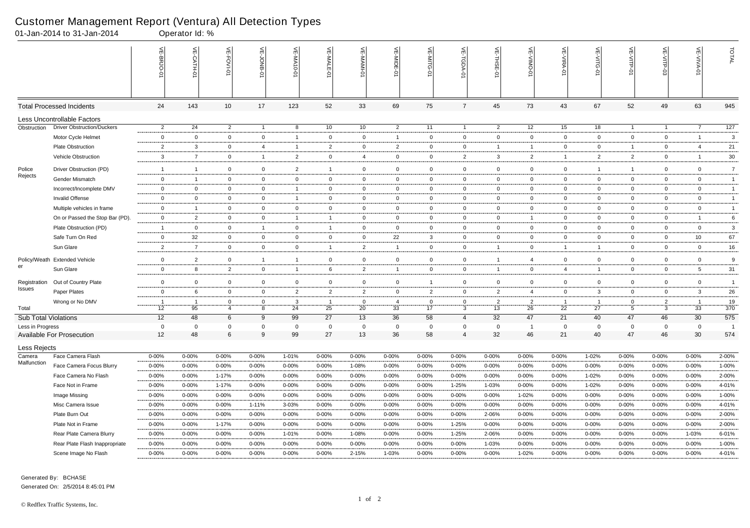# Customer Management Report (Ventura) All Detection Types

01-Jan-2014 to 31-Jan-2014 Operator Id: %

| | | VE-BRJO-01 | VE-CATH-01 | VE-FOVI-01 | VE-JONB-01 | VE-MA10-01 | VE-MALE-01 | VE-MAMI-01 | VE-MIDE-01 | VE-MITG-01 | VE-TGDA-01 | VE-THSE-01 | VE-VIMO-01 | VE-VIRA-01 | VE-VITG-01 | VE-VITP-01 | VE-VITP-03 | VE-VIVA-01 | TOTAL |
|---|---|---|---|---|---|---|---|---|---|---|---|---|---|---|---|---|---|---|---|
| **Total Processed Incidents** | | 24 | 143 | 10 | 17 | 123 | 52 | 33 | 69 | 75 | 7 | 45 | 73 | 43 | 67 | 52 | 49 | 63 | 945 |
| **Less Uncontrollable Factors** | | | | | | | | | | | | | | | | | | | |
| Obstruction | Driver Obstruction/Duckers | 2 | 24 | 2 | 1 | 8 | 10 | 10 | 2 | 11 | 1 | 2 | 12 | 15 | 18 | 1 | 1 | 7 | 127 |
| | Motor Cycle Helmet | 0 | 0 | 0 | 0 | 1 | 0 | 0 | 1 | 0 | 0 | 0 | 0 | 0 | 0 | 0 | 0 | 1 | 3 |
| | Plate Obstruction | 2 | 3 | 0 | 4 | 1 | 2 | 0 | 2 | 0 | 0 | 1 | 1 | 0 | 0 | 1 | 0 | 4 | 21 |
| | Vehicle Obstruction | 3 | 7 | 0 | 1 | 2 | 0 | 4 | 0 | 0 | 2 | 3 | 2 | 1 | 2 | 2 | 0 | 1 | 30 |
| Police Rejects | Driver Obstruction (PD) | 1 | 1 | 0 | 0 | 2 | 1 | 0 | 0 | 0 | 0 | 0 | 0 | 0 | 1 | 1 | 0 | 0 | 7 |
| | Gender Mismatch | 0 | 1 | 0 | 0 | 0 | 0 | 0 | 0 | 0 | 0 | 0 | 0 | 0 | 0 | 0 | 0 | 0 | 1 |
| | Incorrect/Incomplete DMV | 0 | 0 | 0 | 0 | 1 | 0 | 0 | 0 | 0 | 0 | 0 | 0 | 0 | 0 | 0 | 0 | 0 | 1 |
| | Invalid Offense | 0 | 0 | 0 | 0 | 1 | 0 | 0 | 0 | 0 | 0 | 0 | 0 | 0 | 0 | 0 | 0 | 0 | 1 |
| | Multiple vehicles in frame | 0 | 1 | 0 | 0 | 0 | 0 | 0 | 0 | 0 | 0 | 0 | 0 | 0 | 0 | 0 | 0 | 0 | 1 |
| | On or Passed the Stop Bar (PD). | 0 | 2 | 0 | 0 | 1 | 1 | 0 | 0 | 0 | 0 | 0 | 1 | 0 | 0 | 0 | 0 | 1 | 6 |
| | Plate Obstruction (PD) | 1 | 0 | 0 | 1 | 0 | 1 | 0 | 0 | 0 | 0 | 0 | 0 | 0 | 0 | 0 | 0 | 0 | 3 |
| | Safe Turn On Red | 0 | 32 | 0 | 0 | 0 | 0 | 0 | 22 | 3 | 0 | 0 | 0 | 0 | 0 | 0 | 0 | 10 | 67 |
| | Sun Glare | 2 | 7 | 0 | 0 | 0 | 1 | 2 | 1 | 0 | 0 | 1 | 0 | 1 | 1 | 0 | 0 | 0 | 16 |
| Policy/Weather | Extended Vehicle | 0 | 2 | 0 | 1 | 1 | 0 | 0 | 0 | 0 | 0 | 1 | 4 | 0 | 0 | 0 | 0 | 0 | 9 |
| | Sun Glare | 0 | 8 | 2 | 0 | 1 | 6 | 2 | 1 | 0 | 0 | 1 | 0 | 4 | 1 | 0 | 0 | 5 | 31 |
| Registration Issues | Out of Country Plate | 0 | 0 | 0 | 0 | 0 | 0 | 0 | 0 | 1 | 0 | 0 | 0 | 0 | 0 | 0 | 0 | 0 | 1 |
| | Paper Plates | 0 | 6 | 0 | 0 | 2 | 2 | 2 | 0 | 2 | 0 | 2 | 4 | 0 | 3 | 0 | 0 | 3 | 26 |
| | Wrong or No DMV | 1 | 1 | 0 | 0 | 3 | 1 | 0 | 4 | 0 | 0 | 2 | 2 | 1 | 1 | 0 | 2 | 1 | 19 |
| Total | | 12 | 95 | 4 | 8 | 24 | 25 | 20 | 33 | 17 | 3 | 13 | 26 | 22 | 27 | 5 | 3 | 33 | 370 |
| **Sub Total Violations** | | 12 | 48 | 6 | 9 | 99 | 27 | 13 | 36 | 58 | 4 | 32 | 47 | 21 | 40 | 47 | 46 | 30 | 575 |
| Less in Progress | | 0 | 0 | 0 | 0 | 0 | 0 | 0 | 0 | 0 | 0 | 0 | 1 | 0 | 0 | 0 | 0 | 0 | 1 |
| **Available For Prosecution** | | 12 | 48 | 6 | 9 | 99 | 27 | 13 | 36 | 58 | 4 | 32 | 46 | 21 | 40 | 47 | 46 | 30 | 574 |
| **Less Rejects** | | | | | | | | | | | | | | | | | | | |
| Camera Malfunction | Face Camera Flash | 0-00% | 0-00% | 0-00% | 0-00% | 1-01% | 0-00% | 0-00% | 0-00% | 0-00% | 0-00% | 0-00% | 0-00% | 0-00% | 1-02% | 0-00% | 0-00% | 0-00% | 2-00% |
| | Face Camera Focus Blurry | 0-00% | 0-00% | 0-00% | 0-00% | 0-00% | 0-00% | 1-08% | 0-00% | 0-00% | 0-00% | 0-00% | 0-00% | 0-00% | 0-00% | 0-00% | 0-00% | 0-00% | 1-00% |
| | Face Camera No Flash | 0-00% | 0-00% | 1-17% | 0-00% | 0-00% | 0-00% | 0-00% | 0-00% | 0-00% | 0-00% | 0-00% | 0-00% | 0-00% | 1-02% | 0-00% | 0-00% | 0-00% | 2-00% |
| | Face Not in Frame | 0-00% | 0-00% | 1-17% | 0-00% | 0-00% | 0-00% | 0-00% | 0-00% | 0-00% | 1-25% | 1-03% | 0-00% | 0-00% | 1-02% | 0-00% | 0-00% | 0-00% | 4-01% |
| | Image Missing | 0-00% | 0-00% | 0-00% | 0-00% | 0-00% | 0-00% | 0-00% | 0-00% | 0-00% | 0-00% | 0-00% | 1-02% | 0-00% | 0-00% | 0-00% | 0-00% | 0-00% | 1-00% |
| | Misc Camera Issue | 0-00% | 0-00% | 0-00% | 1-11% | 3-03% | 0-00% | 0-00% | 0-00% | 0-00% | 0-00% | 0-00% | 0-00% | 0-00% | 0-00% | 0-00% | 0-00% | 0-00% | 4-01% |
| | Plate Burn Out | 0-00% | 0-00% | 0-00% | 0-00% | 0-00% | 0-00% | 0-00% | 0-00% | 0-00% | 0-00% | 2-06% | 0-00% | 0-00% | 0-00% | 0-00% | 0-00% | 0-00% | 2-00% |
| | Plate Not in Frame | 0-00% | 0-00% | 1-17% | 0-00% | 0-00% | 0-00% | 0-00% | 0-00% | 0-00% | 1-25% | 0-00% | 0-00% | 0-00% | 0-00% | 0-00% | 0-00% | 0-00% | 2-00% |
| | Rear Plate Camera Blurry | 0-00% | 0-00% | 0-00% | 0-00% | 1-01% | 0-00% | 1-08% | 0-00% | 0-00% | 1-25% | 2-06% | 0-00% | 0-00% | 0-00% | 0-00% | 0-00% | 1-03% | 6-01% |
| | Rear Plate Flash Inappropriate | 0-00% | 0-00% | 0-00% | 0-00% | 0-00% | 0-00% | 0-00% | 0-00% | 0-00% | 0-00% | 1-03% | 0-00% | 0-00% | 0-00% | 0-00% | 0-00% | 0-00% | 1-00% |
| | Scene Image No Flash | 0-00% | 0-00% | 0-00% | 0-00% | 0-00% | 0-00% | 2-15% | 1-03% | 0-00% | 0-00% | 0-00% | 1-02% | 0-00% | 0-00% | 0-00% | 0-00% | 0-00% | 4-01% |

Generated By: BCHASE

Generated On: 2/5/2014 8:45:01 PM

© Redflex Traffic Systems, Inc.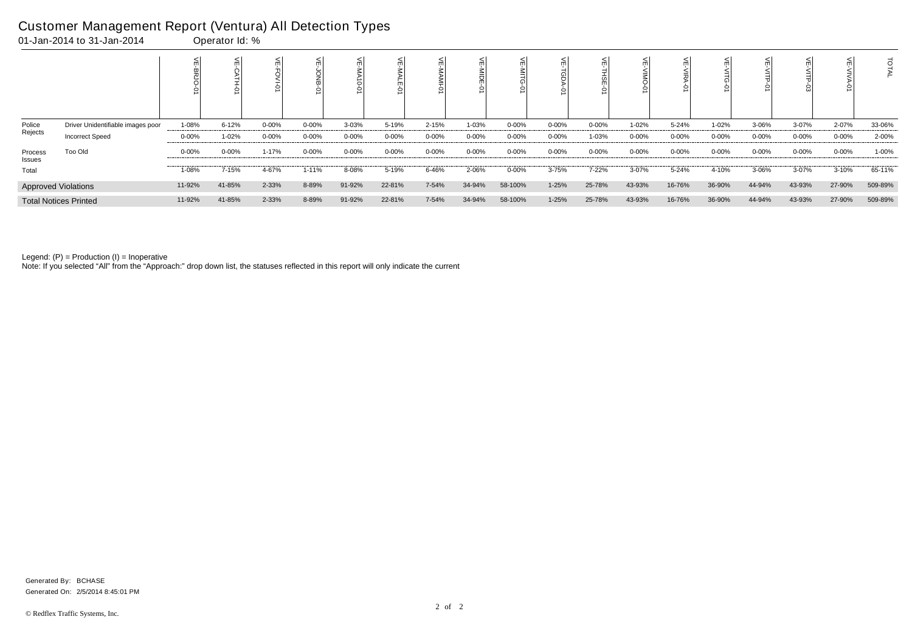# Customer Management Report (Ventura) All Detection Types

01-Jan-2014 to 31-Jan-2014 Operator Id: %

| | | VE-BRJO-01 | VE-CATH-01 | VE-FOVI-01 | VE-JONB-01 | VE-MA10-01 | VE-MALE-01 | VE-MAMI-01 | VE-MIDE-01 | VE-MITG-01 | VE-TGDA-01 | VE-THSE-01 | VE-VIMO-01 | VE-VIRA-01 | VE-VITG-01 | VE-VITP-01 | VE-VITP-03 | VE-VIVA-01 | TOTAL |
|---|---|---|---|---|---|---|---|---|---|---|---|---|---|---|---|---|---|---|---|
| Police Rejects | Driver Unidentifiable images poor | 1-08% | 6-12% | 0-00% | 0-00% | 3-03% | 5-19% | 2-15% | 1-03% | 0-00% | 0-00% | 0-00% | 1-02% | 5-24% | 1-02% | 3-06% | 3-07% | 2-07% | 33-06% |
| | Incorrect Speed | 0-00% | 1-02% | 0-00% | 0-00% | 0-00% | 0-00% | 0-00% | 0-00% | 0-00% | 0-00% | 1-03% | 0-00% | 0-00% | 0-00% | 0-00% | 0-00% | 0-00% | 2-00% |
| Process Issues | Too Old | 0-00% | 0-00% | 1-17% | 0-00% | 0-00% | 0-00% | 0-00% | 0-00% | 0-00% | 0-00% | 0-00% | 0-00% | 0-00% | 0-00% | 0-00% | 0-00% | 0-00% | 1-00% |
| Total | | 1-08% | 7-15% | 4-67% | 1-11% | 8-08% | 5-19% | 6-46% | 2-06% | 0-00% | 3-75% | 7-22% | 3-07% | 5-24% | 4-10% | 3-06% | 3-07% | 3-10% | 65-11% |
| Approved Violations | | 11-92% | 41-85% | 2-33% | 8-89% | 91-92% | 22-81% | 7-54% | 34-94% | 58-100% | 1-25% | 25-78% | 43-93% | 16-76% | 36-90% | 44-94% | 43-93% | 27-90% | 509-89% |
| Total Notices Printed | | 11-92% | 41-85% | 2-33% | 8-89% | 91-92% | 22-81% | 7-54% | 34-94% | 58-100% | 1-25% | 25-78% | 43-93% | 16-76% | 36-90% | 44-94% | 43-93% | 27-90% | 509-89% |

Legend: (P) = Production (I) = Inoperative

Note: If you selected "All" from the "Approach:" drop down list, the statuses reflected in this report will only indicate the current

Generated By: BCHASE

Generated On: 2/5/2014 8:45:01 PM

© Redflex Traffic Systems, Inc.